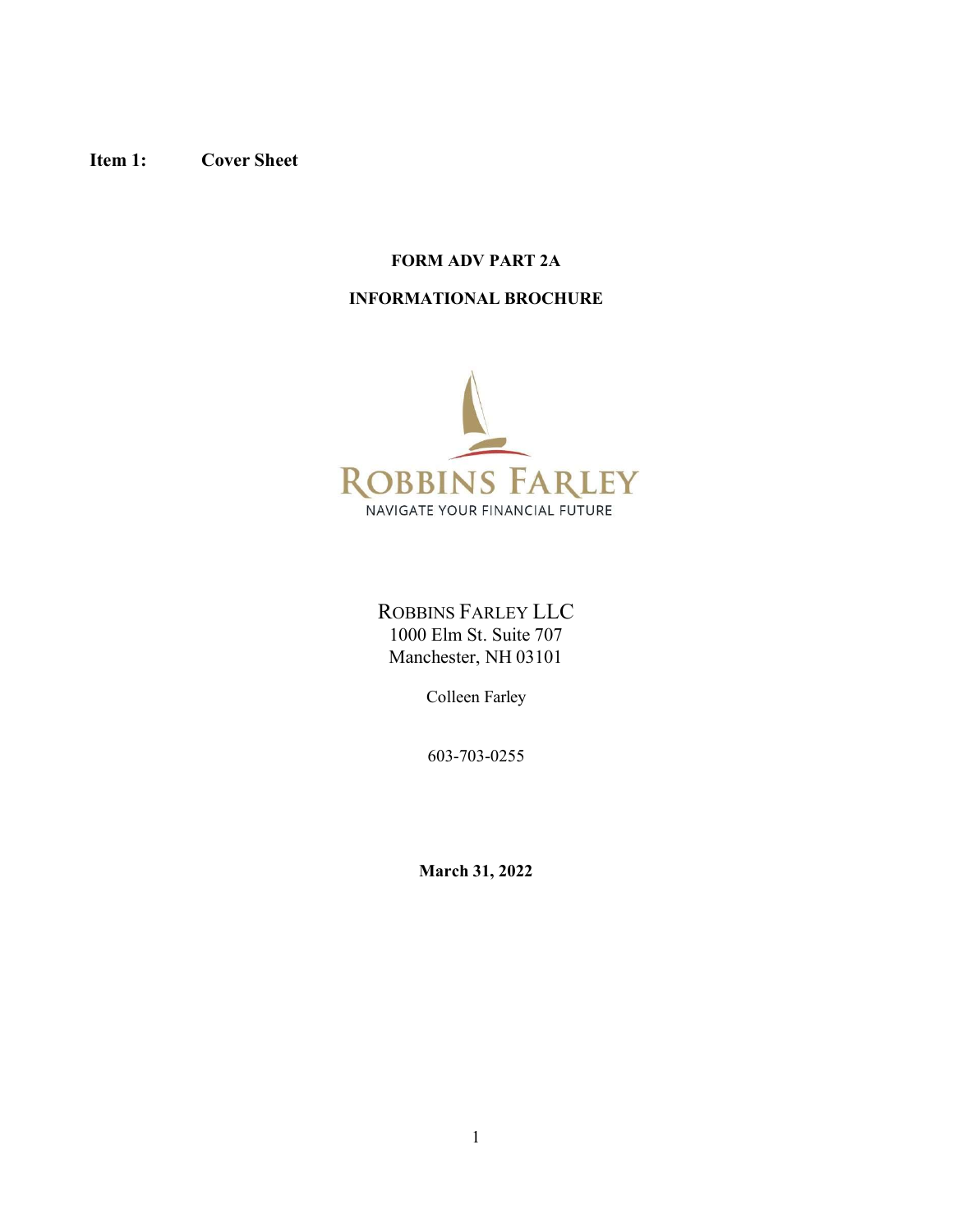**Item 1: Cover Sheet**

**FORM ADV PART 2A**

**INFORMATIONAL BROCHURE**

ROBBINS FARLEY

NAVIGATE YOUR FINANCIAL FUTURE

ROBBINS FARLEY LLC
1000 Elm St. Suite 707
Manchester, NH 03101

Colleen Farley

603-703-0255

**March 31, 2022**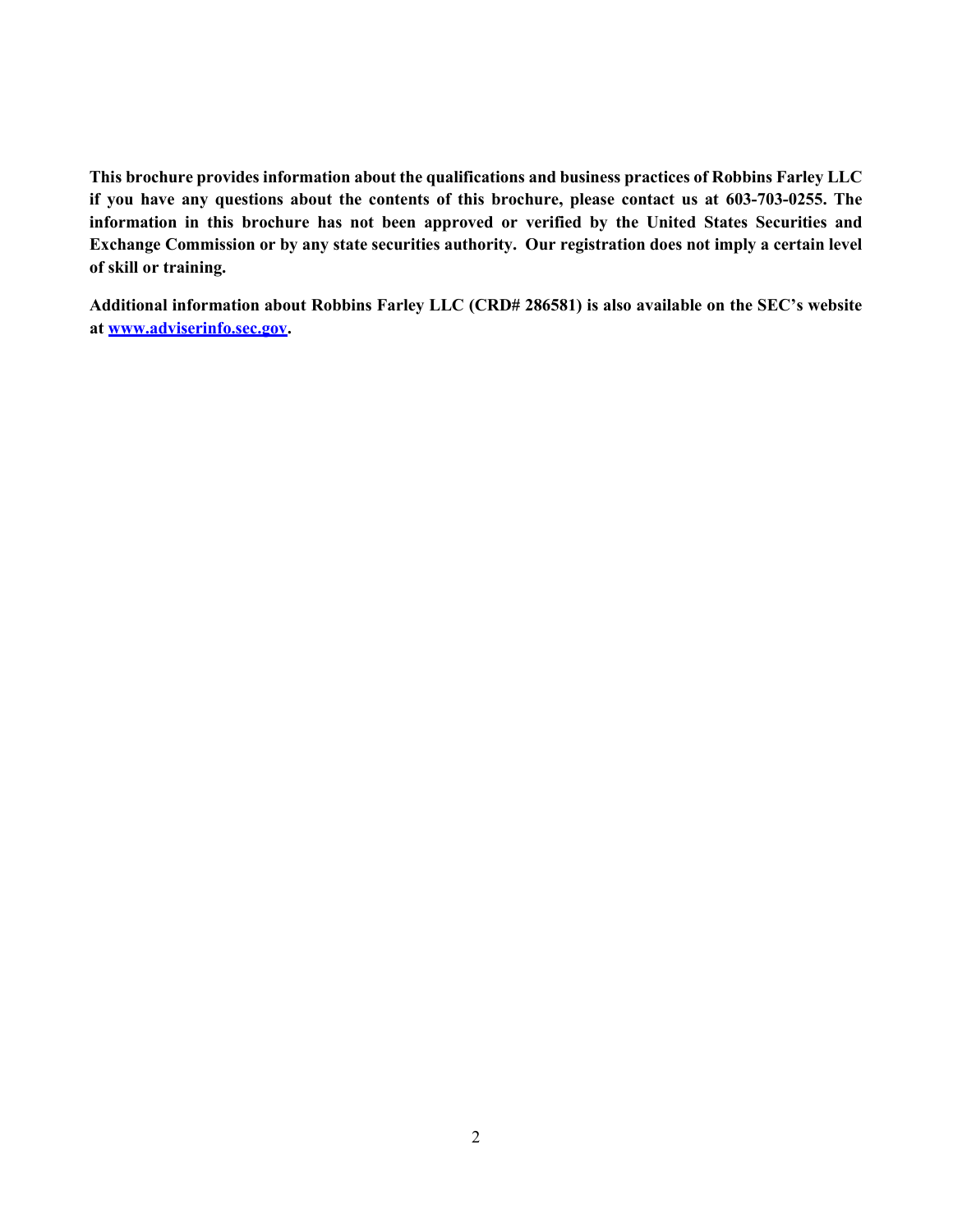**This brochure provides information about the qualifications and business practices of Robbins Farley LLC if you have any questions about the contents of this brochure, please contact us at 603-703-0255. The information in this brochure has not been approved or verified by the United States Securities and Exchange Commission or by any state securities authority. Our registration does not imply a certain level of skill or training.**

**Additional information about Robbins Farley LLC (CRD# 286581) is also available on the SEC's website at [www.adviserinfo.sec.gov](http://www.adviserinfo.sec.gov).**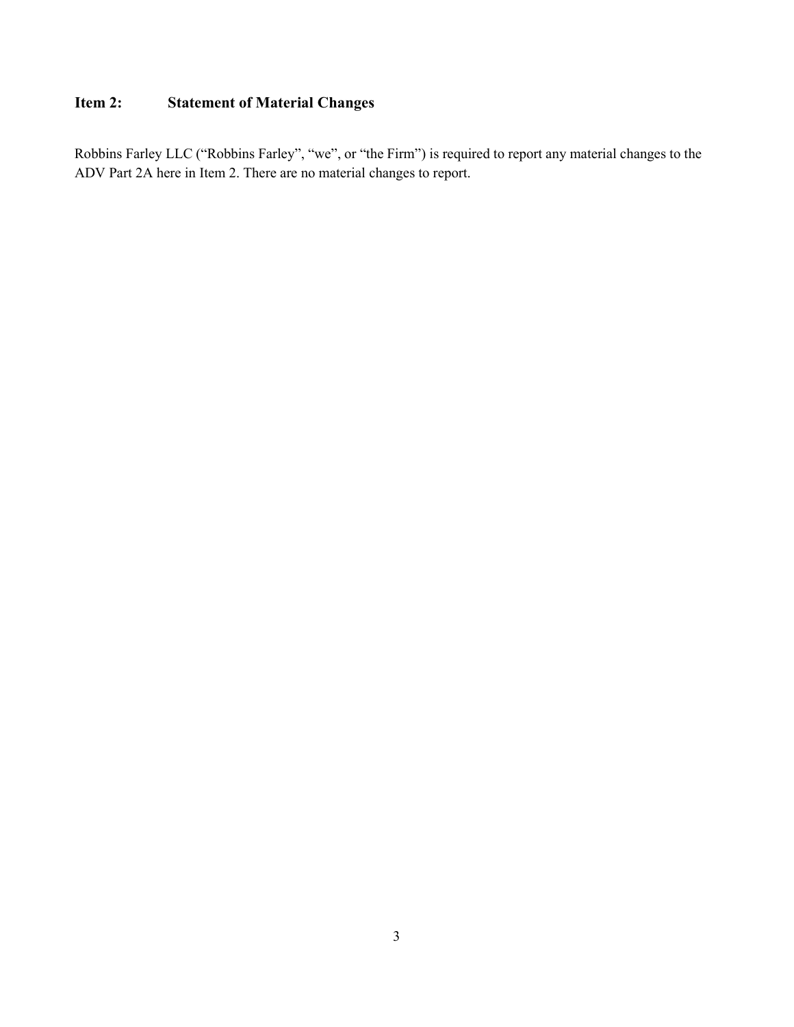## Item 2: Statement of Material Changes

Robbins Farley LLC ("Robbins Farley", "we", or "the Firm") is required to report any material changes to the ADV Part 2A here in Item 2. There are no material changes to report.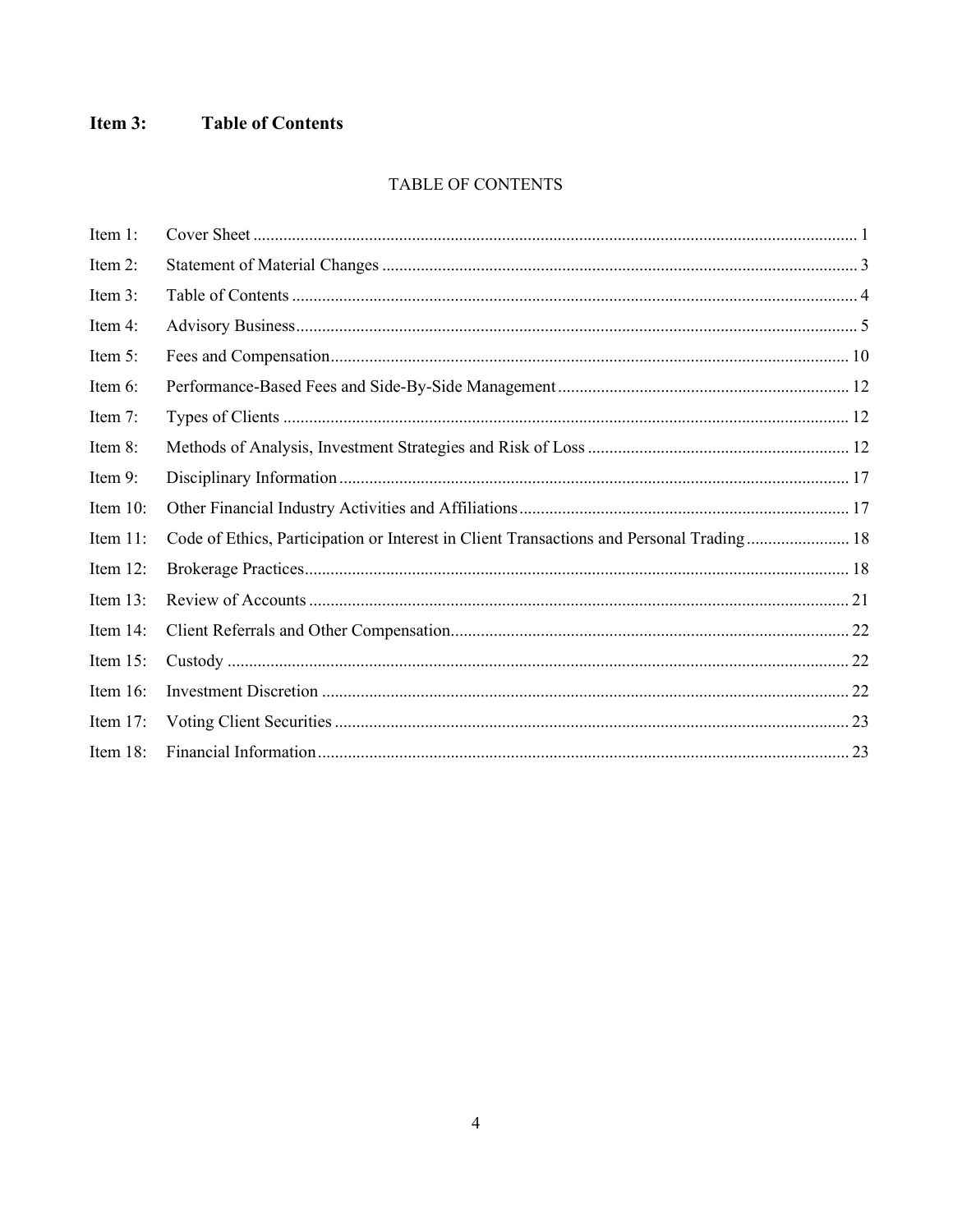## Item 3: Table of Contents

TABLE OF CONTENTS

| | | |
|---|---|---|
| Item 1: | Cover Sheet | 1 |
| Item 2: | Statement of Material Changes | 3 |
| Item 3: | Table of Contents | 4 |
| Item 4: | Advisory Business | 5 |
| Item 5: | Fees and Compensation | 10 |
| Item 6: | Performance-Based Fees and Side-By-Side Management | 12 |
| Item 7: | Types of Clients | 12 |
| Item 8: | Methods of Analysis, Investment Strategies and Risk of Loss | 12 |
| Item 9: | Disciplinary Information | 17 |
| Item 10: | Other Financial Industry Activities and Affiliations | 17 |
| Item 11: | Code of Ethics, Participation or Interest in Client Transactions and Personal Trading | 18 |
| Item 12: | Brokerage Practices | 18 |
| Item 13: | Review of Accounts | 21 |
| Item 14: | Client Referrals and Other Compensation | 22 |
| Item 15: | Custody | 22 |
| Item 16: | Investment Discretion | 22 |
| Item 17: | Voting Client Securities | 23 |
| Item 18: | Financial Information | 23 |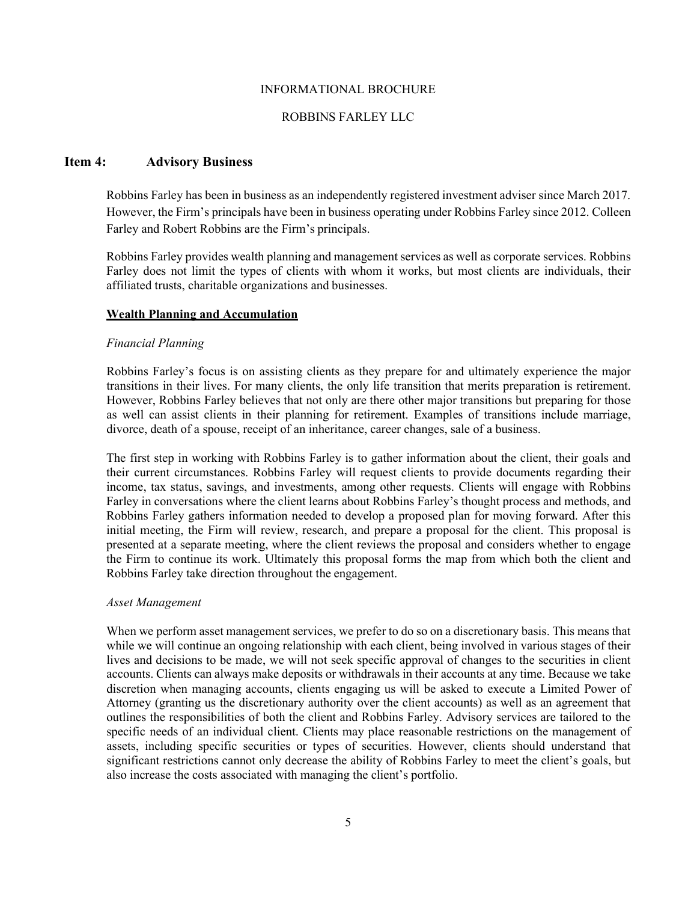INFORMATIONAL BROCHURE

ROBBINS FARLEY LLC

## Item 4: Advisory Business

Robbins Farley has been in business as an independently registered investment adviser since March 2017. However, the Firm's principals have been in business operating under Robbins Farley since 2012. Colleen Farley and Robert Robbins are the Firm's principals.

Robbins Farley provides wealth planning and management services as well as corporate services. Robbins Farley does not limit the types of clients with whom it works, but most clients are individuals, their affiliated trusts, charitable organizations and businesses.

### Wealth Planning and Accumulation

*Financial Planning*

Robbins Farley's focus is on assisting clients as they prepare for and ultimately experience the major transitions in their lives. For many clients, the only life transition that merits preparation is retirement. However, Robbins Farley believes that not only are there other major transitions but preparing for those as well can assist clients in their planning for retirement. Examples of transitions include marriage, divorce, death of a spouse, receipt of an inheritance, career changes, sale of a business.

The first step in working with Robbins Farley is to gather information about the client, their goals and their current circumstances. Robbins Farley will request clients to provide documents regarding their income, tax status, savings, and investments, among other requests. Clients will engage with Robbins Farley in conversations where the client learns about Robbins Farley's thought process and methods, and Robbins Farley gathers information needed to develop a proposed plan for moving forward. After this initial meeting, the Firm will review, research, and prepare a proposal for the client. This proposal is presented at a separate meeting, where the client reviews the proposal and considers whether to engage the Firm to continue its work. Ultimately this proposal forms the map from which both the client and Robbins Farley take direction throughout the engagement.

*Asset Management*

When we perform asset management services, we prefer to do so on a discretionary basis. This means that while we will continue an ongoing relationship with each client, being involved in various stages of their lives and decisions to be made, we will not seek specific approval of changes to the securities in client accounts. Clients can always make deposits or withdrawals in their accounts at any time. Because we take discretion when managing accounts, clients engaging us will be asked to execute a Limited Power of Attorney (granting us the discretionary authority over the client accounts) as well as an agreement that outlines the responsibilities of both the client and Robbins Farley. Advisory services are tailored to the specific needs of an individual client. Clients may place reasonable restrictions on the management of assets, including specific securities or types of securities. However, clients should understand that significant restrictions cannot only decrease the ability of Robbins Farley to meet the client's goals, but also increase the costs associated with managing the client's portfolio.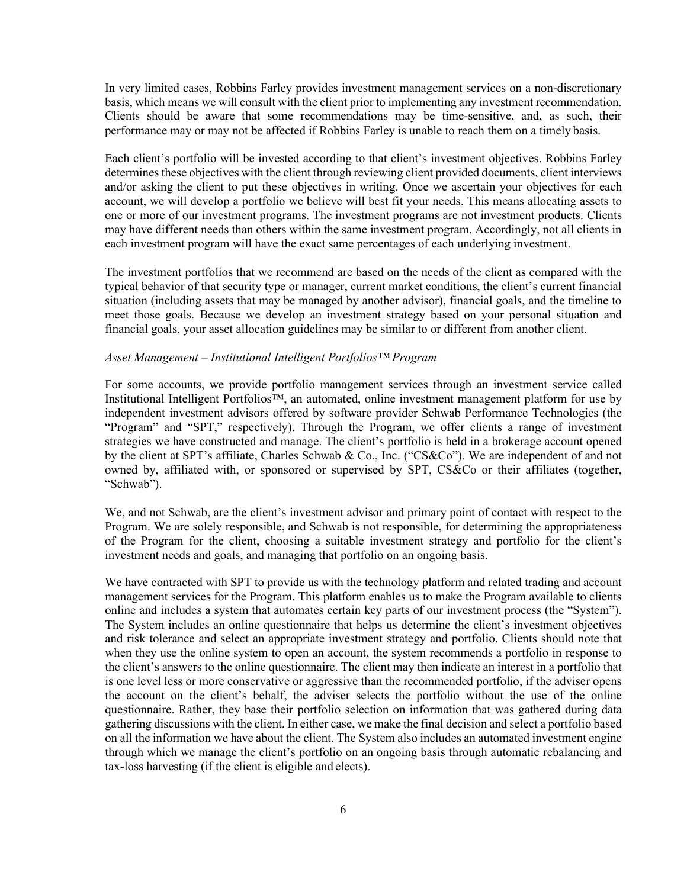In very limited cases, Robbins Farley provides investment management services on a non-discretionary basis, which means we will consult with the client prior to implementing any investment recommendation. Clients should be aware that some recommendations may be time-sensitive, and, as such, their performance may or may not be affected if Robbins Farley is unable to reach them on a timely basis.

Each client's portfolio will be invested according to that client's investment objectives. Robbins Farley determines these objectives with the client through reviewing client provided documents, client interviews and/or asking the client to put these objectives in writing. Once we ascertain your objectives for each account, we will develop a portfolio we believe will best fit your needs. This means allocating assets to one or more of our investment programs. The investment programs are not investment products. Clients may have different needs than others within the same investment program. Accordingly, not all clients in each investment program will have the exact same percentages of each underlying investment.

The investment portfolios that we recommend are based on the needs of the client as compared with the typical behavior of that security type or manager, current market conditions, the client's current financial situation (including assets that may be managed by another advisor), financial goals, and the timeline to meet those goals. Because we develop an investment strategy based on your personal situation and financial goals, your asset allocation guidelines may be similar to or different from another client.

*Asset Management – Institutional Intelligent Portfolios™ Program*

For some accounts, we provide portfolio management services through an investment service called Institutional Intelligent Portfolios™, an automated, online investment management platform for use by independent investment advisors offered by software provider Schwab Performance Technologies (the "Program" and "SPT," respectively). Through the Program, we offer clients a range of investment strategies we have constructed and manage. The client's portfolio is held in a brokerage account opened by the client at SPT's affiliate, Charles Schwab & Co., Inc. ("CS&Co"). We are independent of and not owned by, affiliated with, or sponsored or supervised by SPT, CS&Co or their affiliates (together, "Schwab").

We, and not Schwab, are the client's investment advisor and primary point of contact with respect to the Program. We are solely responsible, and Schwab is not responsible, for determining the appropriateness of the Program for the client, choosing a suitable investment strategy and portfolio for the client's investment needs and goals, and managing that portfolio on an ongoing basis.

We have contracted with SPT to provide us with the technology platform and related trading and account management services for the Program. This platform enables us to make the Program available to clients online and includes a system that automates certain key parts of our investment process (the "System"). The System includes an online questionnaire that helps us determine the client's investment objectives and risk tolerance and select an appropriate investment strategy and portfolio. Clients should note that when they use the online system to open an account, the system recommends a portfolio in response to the client's answers to the online questionnaire. The client may then indicate an interest in a portfolio that is one level less or more conservative or aggressive than the recommended portfolio, if the adviser opens the account on the client's behalf, the adviser selects the portfolio without the use of the online questionnaire. Rather, they base their portfolio selection on information that was gathered during data gathering discussions with the client. In either case, we make the final decision and select a portfolio based on all the information we have about the client. The System also includes an automated investment engine through which we manage the client's portfolio on an ongoing basis through automatic rebalancing and tax-loss harvesting (if the client is eligible and elects).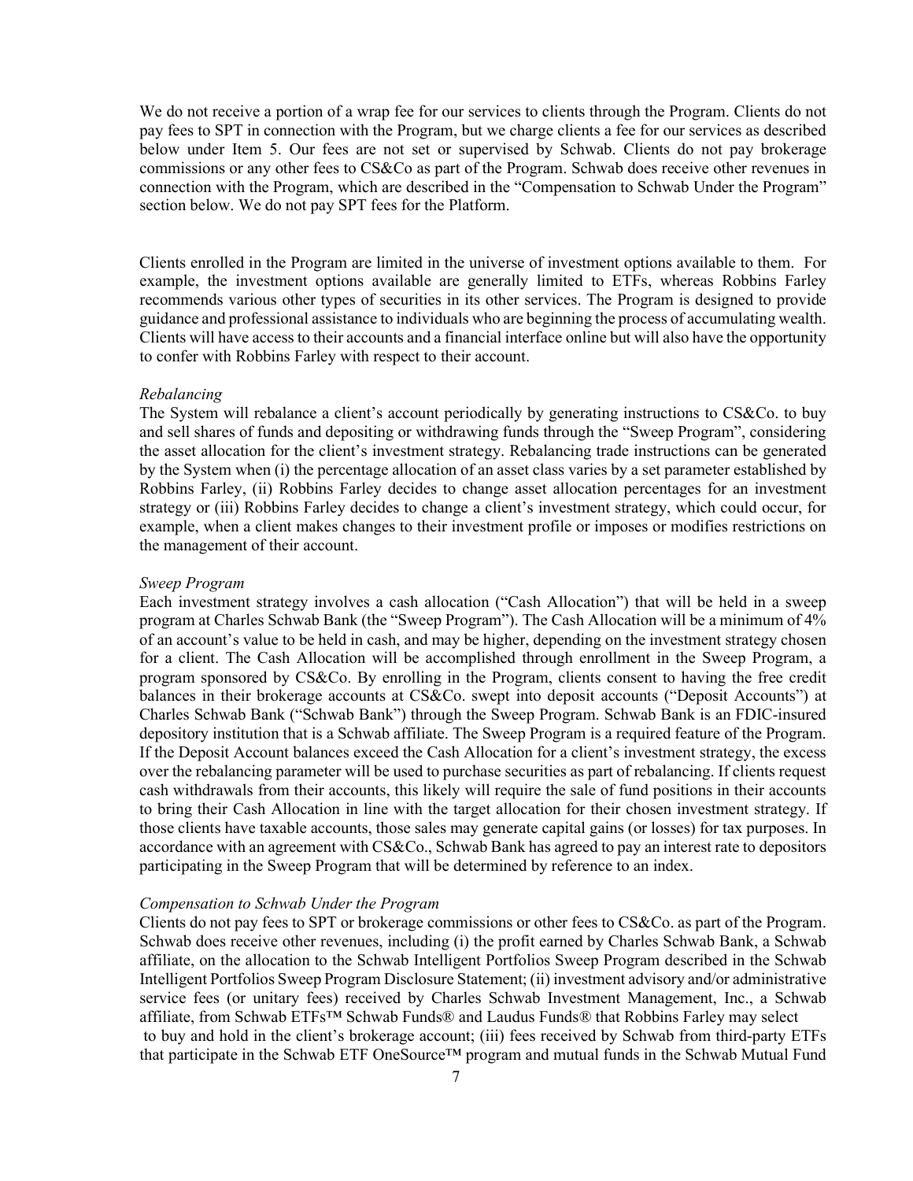We do not receive a portion of a wrap fee for our services to clients through the Program. Clients do not pay fees to SPT in connection with the Program, but we charge clients a fee for our services as described below under Item 5. Our fees are not set or supervised by Schwab. Clients do not pay brokerage commissions or any other fees to CS&Co as part of the Program. Schwab does receive other revenues in connection with the Program, which are described in the "Compensation to Schwab Under the Program" section below. We do not pay SPT fees for the Platform.

Clients enrolled in the Program are limited in the universe of investment options available to them. For example, the investment options available are generally limited to ETFs, whereas Robbins Farley recommends various other types of securities in its other services. The Program is designed to provide guidance and professional assistance to individuals who are beginning the process of accumulating wealth. Clients will have access to their accounts and a financial interface online but will also have the opportunity to confer with Robbins Farley with respect to their account.

*Rebalancing*

The System will rebalance a client's account periodically by generating instructions to CS&Co. to buy and sell shares of funds and depositing or withdrawing funds through the "Sweep Program", considering the asset allocation for the client's investment strategy. Rebalancing trade instructions can be generated by the System when (i) the percentage allocation of an asset class varies by a set parameter established by Robbins Farley, (ii) Robbins Farley decides to change asset allocation percentages for an investment strategy or (iii) Robbins Farley decides to change a client's investment strategy, which could occur, for example, when a client makes changes to their investment profile or imposes or modifies restrictions on the management of their account.

*Sweep Program*

Each investment strategy involves a cash allocation ("Cash Allocation") that will be held in a sweep program at Charles Schwab Bank (the "Sweep Program"). The Cash Allocation will be a minimum of 4% of an account's value to be held in cash, and may be higher, depending on the investment strategy chosen for a client. The Cash Allocation will be accomplished through enrollment in the Sweep Program, a program sponsored by CS&Co. By enrolling in the Program, clients consent to having the free credit balances in their brokerage accounts at CS&Co. swept into deposit accounts ("Deposit Accounts") at Charles Schwab Bank ("Schwab Bank") through the Sweep Program. Schwab Bank is an FDIC-insured depository institution that is a Schwab affiliate. The Sweep Program is a required feature of the Program. If the Deposit Account balances exceed the Cash Allocation for a client's investment strategy, the excess over the rebalancing parameter will be used to purchase securities as part of rebalancing. If clients request cash withdrawals from their accounts, this likely will require the sale of fund positions in their accounts to bring their Cash Allocation in line with the target allocation for their chosen investment strategy. If those clients have taxable accounts, those sales may generate capital gains (or losses) for tax purposes. In accordance with an agreement with CS&Co., Schwab Bank has agreed to pay an interest rate to depositors participating in the Sweep Program that will be determined by reference to an index.

*Compensation to Schwab Under the Program*

Clients do not pay fees to SPT or brokerage commissions or other fees to CS&Co. as part of the Program. Schwab does receive other revenues, including (i) the profit earned by Charles Schwab Bank, a Schwab affiliate, on the allocation to the Schwab Intelligent Portfolios Sweep Program described in the Schwab Intelligent Portfolios Sweep Program Disclosure Statement; (ii) investment advisory and/or administrative service fees (or unitary fees) received by Charles Schwab Investment Management, Inc., a Schwab affiliate, from Schwab ETFs™ Schwab Funds® and Laudus Funds® that Robbins Farley may select to buy and hold in the client's brokerage account; (iii) fees received by Schwab from third-party ETFs that participate in the Schwab ETF OneSource™ program and mutual funds in the Schwab Mutual Fund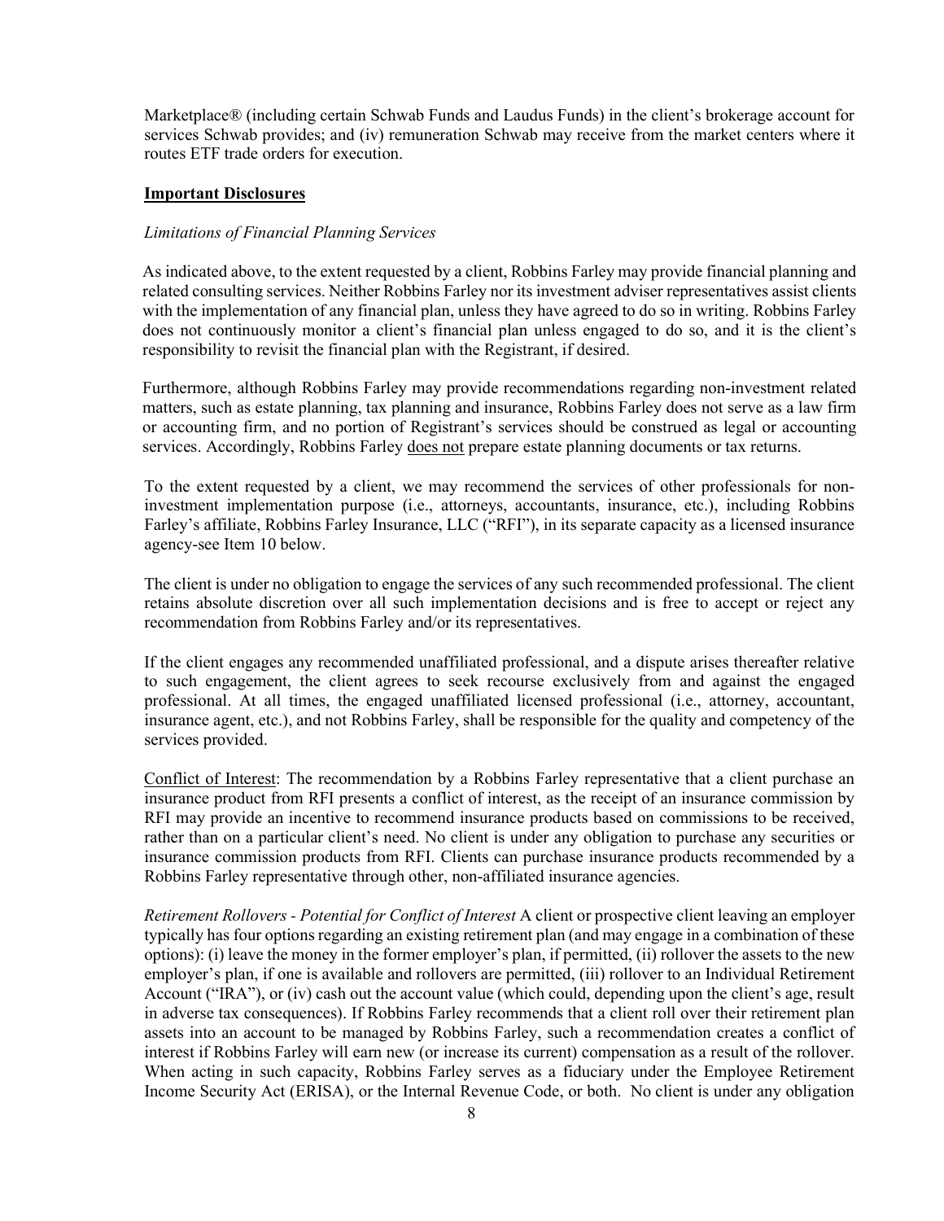Marketplace® (including certain Schwab Funds and Laudus Funds) in the client's brokerage account for services Schwab provides; and (iv) remuneration Schwab may receive from the market centers where it routes ETF trade orders for execution.

**Important Disclosures**

*Limitations of Financial Planning Services*

As indicated above, to the extent requested by a client, Robbins Farley may provide financial planning and related consulting services. Neither Robbins Farley nor its investment adviser representatives assist clients with the implementation of any financial plan, unless they have agreed to do so in writing. Robbins Farley does not continuously monitor a client's financial plan unless engaged to do so, and it is the client's responsibility to revisit the financial plan with the Registrant, if desired.

Furthermore, although Robbins Farley may provide recommendations regarding non-investment related matters, such as estate planning, tax planning and insurance, Robbins Farley does not serve as a law firm or accounting firm, and no portion of Registrant's services should be construed as legal or accounting services. Accordingly, Robbins Farley does not prepare estate planning documents or tax returns.

To the extent requested by a client, we may recommend the services of other professionals for non-investment implementation purpose (i.e., attorneys, accountants, insurance, etc.), including Robbins Farley's affiliate, Robbins Farley Insurance, LLC ("RFI"), in its separate capacity as a licensed insurance agency-see Item 10 below.

The client is under no obligation to engage the services of any such recommended professional. The client retains absolute discretion over all such implementation decisions and is free to accept or reject any recommendation from Robbins Farley and/or its representatives.

If the client engages any recommended unaffiliated professional, and a dispute arises thereafter relative to such engagement, the client agrees to seek recourse exclusively from and against the engaged professional. At all times, the engaged unaffiliated licensed professional (i.e., attorney, accountant, insurance agent, etc.), and not Robbins Farley, shall be responsible for the quality and competency of the services provided.

Conflict of Interest: The recommendation by a Robbins Farley representative that a client purchase an insurance product from RFI presents a conflict of interest, as the receipt of an insurance commission by RFI may provide an incentive to recommend insurance products based on commissions to be received, rather than on a particular client's need. No client is under any obligation to purchase any securities or insurance commission products from RFI. Clients can purchase insurance products recommended by a Robbins Farley representative through other, non-affiliated insurance agencies.

*Retirement Rollovers - Potential for Conflict of Interest* A client or prospective client leaving an employer typically has four options regarding an existing retirement plan (and may engage in a combination of these options): (i) leave the money in the former employer's plan, if permitted, (ii) rollover the assets to the new employer's plan, if one is available and rollovers are permitted, (iii) rollover to an Individual Retirement Account ("IRA"), or (iv) cash out the account value (which could, depending upon the client's age, result in adverse tax consequences). If Robbins Farley recommends that a client roll over their retirement plan assets into an account to be managed by Robbins Farley, such a recommendation creates a conflict of interest if Robbins Farley will earn new (or increase its current) compensation as a result of the rollover. When acting in such capacity, Robbins Farley serves as a fiduciary under the Employee Retirement Income Security Act (ERISA), or the Internal Revenue Code, or both. No client is under any obligation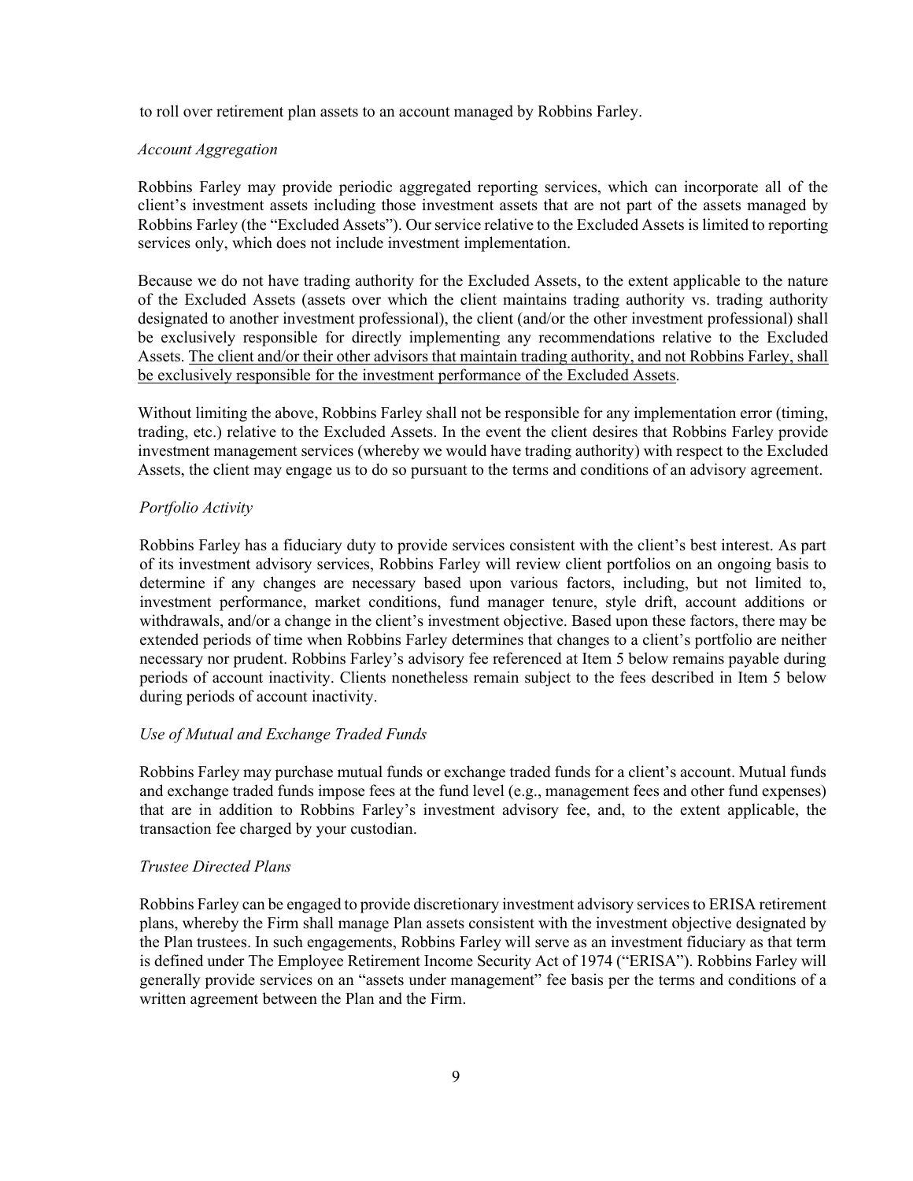to roll over retirement plan assets to an account managed by Robbins Farley.

*Account Aggregation*

Robbins Farley may provide periodic aggregated reporting services, which can incorporate all of the client's investment assets including those investment assets that are not part of the assets managed by Robbins Farley (the "Excluded Assets"). Our service relative to the Excluded Assets is limited to reporting services only, which does not include investment implementation.

Because we do not have trading authority for the Excluded Assets, to the extent applicable to the nature of the Excluded Assets (assets over which the client maintains trading authority vs. trading authority designated to another investment professional), the client (and/or the other investment professional) shall be exclusively responsible for directly implementing any recommendations relative to the Excluded Assets. <u>The client and/or their other advisors that maintain trading authority, and not Robbins Farley, shall be exclusively responsible for the investment performance of the Excluded Assets</u>.

Without limiting the above, Robbins Farley shall not be responsible for any implementation error (timing, trading, etc.) relative to the Excluded Assets. In the event the client desires that Robbins Farley provide investment management services (whereby we would have trading authority) with respect to the Excluded Assets, the client may engage us to do so pursuant to the terms and conditions of an advisory agreement.

*Portfolio Activity*

Robbins Farley has a fiduciary duty to provide services consistent with the client's best interest. As part of its investment advisory services, Robbins Farley will review client portfolios on an ongoing basis to determine if any changes are necessary based upon various factors, including, but not limited to, investment performance, market conditions, fund manager tenure, style drift, account additions or withdrawals, and/or a change in the client's investment objective. Based upon these factors, there may be extended periods of time when Robbins Farley determines that changes to a client's portfolio are neither necessary nor prudent. Robbins Farley's advisory fee referenced at Item 5 below remains payable during periods of account inactivity. Clients nonetheless remain subject to the fees described in Item 5 below during periods of account inactivity.

*Use of Mutual and Exchange Traded Funds*

Robbins Farley may purchase mutual funds or exchange traded funds for a client's account. Mutual funds and exchange traded funds impose fees at the fund level (e.g., management fees and other fund expenses) that are in addition to Robbins Farley's investment advisory fee, and, to the extent applicable, the transaction fee charged by your custodian.

*Trustee Directed Plans*

Robbins Farley can be engaged to provide discretionary investment advisory services to ERISA retirement plans, whereby the Firm shall manage Plan assets consistent with the investment objective designated by the Plan trustees. In such engagements, Robbins Farley will serve as an investment fiduciary as that term is defined under The Employee Retirement Income Security Act of 1974 ("ERISA"). Robbins Farley will generally provide services on an "assets under management" fee basis per the terms and conditions of a written agreement between the Plan and the Firm.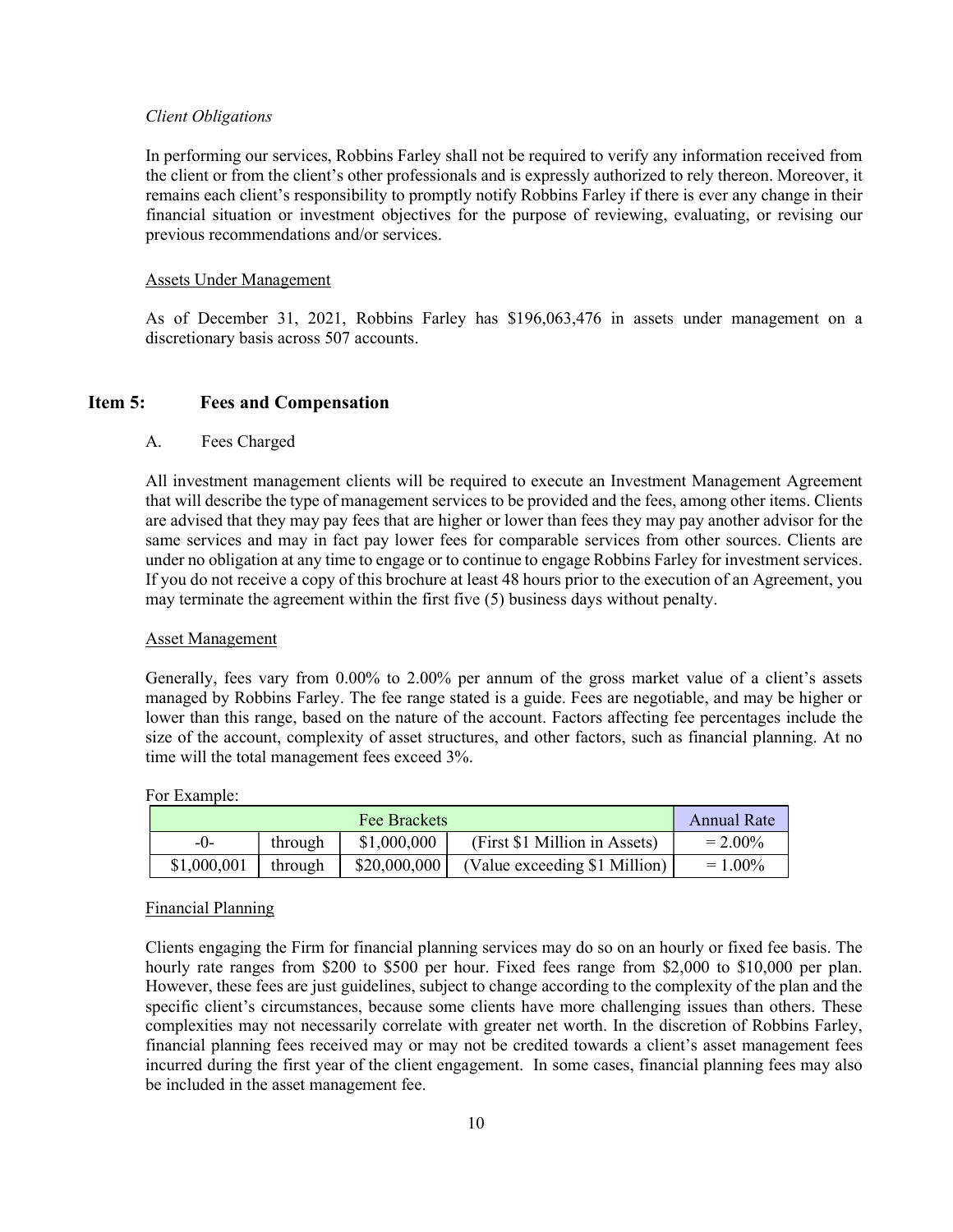*Client Obligations*

In performing our services, Robbins Farley shall not be required to verify any information received from the client or from the client's other professionals and is expressly authorized to rely thereon. Moreover, it remains each client's responsibility to promptly notify Robbins Farley if there is ever any change in their financial situation or investment objectives for the purpose of reviewing, evaluating, or revising our previous recommendations and/or services.

Assets Under Management

As of December 31, 2021, Robbins Farley has $196,063,476 in assets under management on a discretionary basis across 507 accounts.

## Item 5: Fees and Compensation

A. Fees Charged

All investment management clients will be required to execute an Investment Management Agreement that will describe the type of management services to be provided and the fees, among other items. Clients are advised that they may pay fees that are higher or lower than fees they may pay another advisor for the same services and may in fact pay lower fees for comparable services from other sources. Clients are under no obligation at any time to engage or to continue to engage Robbins Farley for investment services. If you do not receive a copy of this brochure at least 48 hours prior to the execution of an Agreement, you may terminate the agreement within the first five (5) business days without penalty.

Asset Management

Generally, fees vary from 0.00% to 2.00% per annum of the gross market value of a client's assets managed by Robbins Farley. The fee range stated is a guide. Fees are negotiable, and may be higher or lower than this range, based on the nature of the account. Factors affecting fee percentages include the size of the account, complexity of asset structures, and other factors, such as financial planning. At no time will the total management fees exceed 3%.

For Example:

| Fee Brackets | | | | Annual Rate |
|---|---|---|---|---|
| -0- | through | $1,000,000 | (First $1 Million in Assets) | = 2.00% |
| $1,000,001 | through | $20,000,000 | (Value exceeding $1 Million) | = 1.00% |

Financial Planning

Clients engaging the Firm for financial planning services may do so on an hourly or fixed fee basis. The hourly rate ranges from $200 to $500 per hour. Fixed fees range from $2,000 to $10,000 per plan. However, these fees are just guidelines, subject to change according to the complexity of the plan and the specific client's circumstances, because some clients have more challenging issues than others. These complexities may not necessarily correlate with greater net worth. In the discretion of Robbins Farley, financial planning fees received may or may not be credited towards a client's asset management fees incurred during the first year of the client engagement. In some cases, financial planning fees may also be included in the asset management fee.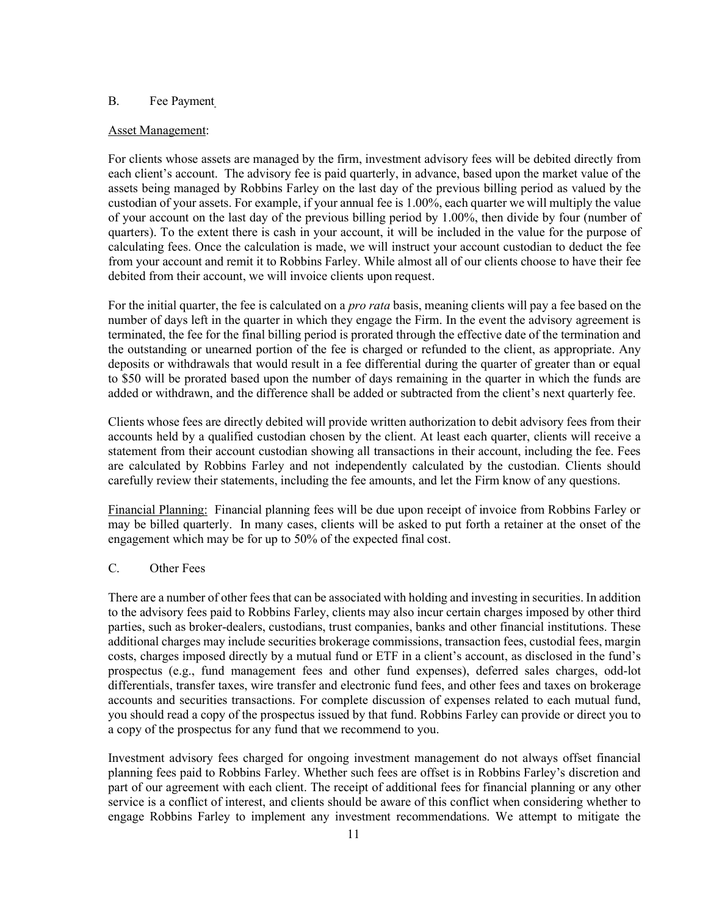## B. Fee Payment

Asset Management:

For clients whose assets are managed by the firm, investment advisory fees will be debited directly from each client's account. The advisory fee is paid quarterly, in advance, based upon the market value of the assets being managed by Robbins Farley on the last day of the previous billing period as valued by the custodian of your assets. For example, if your annual fee is 1.00%, each quarter we will multiply the value of your account on the last day of the previous billing period by 1.00%, then divide by four (number of quarters). To the extent there is cash in your account, it will be included in the value for the purpose of calculating fees. Once the calculation is made, we will instruct your account custodian to deduct the fee from your account and remit it to Robbins Farley. While almost all of our clients choose to have their fee debited from their account, we will invoice clients upon request.

For the initial quarter, the fee is calculated on a *pro rata* basis, meaning clients will pay a fee based on the number of days left in the quarter in which they engage the Firm. In the event the advisory agreement is terminated, the fee for the final billing period is prorated through the effective date of the termination and the outstanding or unearned portion of the fee is charged or refunded to the client, as appropriate. Any deposits or withdrawals that would result in a fee differential during the quarter of greater than or equal to \$50 will be prorated based upon the number of days remaining in the quarter in which the funds are added or withdrawn, and the difference shall be added or subtracted from the client's next quarterly fee.

Clients whose fees are directly debited will provide written authorization to debit advisory fees from their accounts held by a qualified custodian chosen by the client. At least each quarter, clients will receive a statement from their account custodian showing all transactions in their account, including the fee. Fees are calculated by Robbins Farley and not independently calculated by the custodian. Clients should carefully review their statements, including the fee amounts, and let the Firm know of any questions.

Financial Planning: Financial planning fees will be due upon receipt of invoice from Robbins Farley or may be billed quarterly. In many cases, clients will be asked to put forth a retainer at the onset of the engagement which may be for up to 50% of the expected final cost.

## C. Other Fees

There are a number of other fees that can be associated with holding and investing in securities. In addition to the advisory fees paid to Robbins Farley, clients may also incur certain charges imposed by other third parties, such as broker-dealers, custodians, trust companies, banks and other financial institutions. These additional charges may include securities brokerage commissions, transaction fees, custodial fees, margin costs, charges imposed directly by a mutual fund or ETF in a client's account, as disclosed in the fund's prospectus (e.g., fund management fees and other fund expenses), deferred sales charges, odd-lot differentials, transfer taxes, wire transfer and electronic fund fees, and other fees and taxes on brokerage accounts and securities transactions. For complete discussion of expenses related to each mutual fund, you should read a copy of the prospectus issued by that fund. Robbins Farley can provide or direct you to a copy of the prospectus for any fund that we recommend to you.

Investment advisory fees charged for ongoing investment management do not always offset financial planning fees paid to Robbins Farley. Whether such fees are offset is in Robbins Farley's discretion and part of our agreement with each client. The receipt of additional fees for financial planning or any other service is a conflict of interest, and clients should be aware of this conflict when considering whether to engage Robbins Farley to implement any investment recommendations. We attempt to mitigate the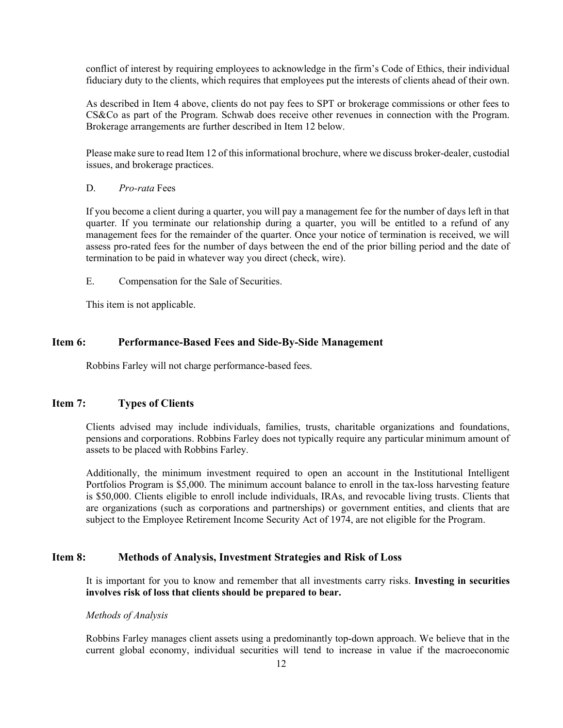conflict of interest by requiring employees to acknowledge in the firm's Code of Ethics, their individual fiduciary duty to the clients, which requires that employees put the interests of clients ahead of their own.

As described in Item 4 above, clients do not pay fees to SPT or brokerage commissions or other fees to CS&Co as part of the Program. Schwab does receive other revenues in connection with the Program. Brokerage arrangements are further described in Item 12 below.

Please make sure to read Item 12 of this informational brochure, where we discuss broker-dealer, custodial issues, and brokerage practices.

D. *Pro-rata* Fees

If you become a client during a quarter, you will pay a management fee for the number of days left in that quarter. If you terminate our relationship during a quarter, you will be entitled to a refund of any management fees for the remainder of the quarter. Once your notice of termination is received, we will assess pro-rated fees for the number of days between the end of the prior billing period and the date of termination to be paid in whatever way you direct (check, wire).

E. Compensation for the Sale of Securities.

This item is not applicable.

## Item 6: Performance-Based Fees and Side-By-Side Management

Robbins Farley will not charge performance-based fees.

## Item 7: Types of Clients

Clients advised may include individuals, families, trusts, charitable organizations and foundations, pensions and corporations. Robbins Farley does not typically require any particular minimum amount of assets to be placed with Robbins Farley.

Additionally, the minimum investment required to open an account in the Institutional Intelligent Portfolios Program is $5,000. The minimum account balance to enroll in the tax-loss harvesting feature is $50,000. Clients eligible to enroll include individuals, IRAs, and revocable living trusts. Clients that are organizations (such as corporations and partnerships) or government entities, and clients that are subject to the Employee Retirement Income Security Act of 1974, are not eligible for the Program.

## Item 8: Methods of Analysis, Investment Strategies and Risk of Loss

It is important for you to know and remember that all investments carry risks. **Investing in securities involves risk of loss that clients should be prepared to bear.**

*Methods of Analysis*

Robbins Farley manages client assets using a predominantly top-down approach. We believe that in the current global economy, individual securities will tend to increase in value if the macroeconomic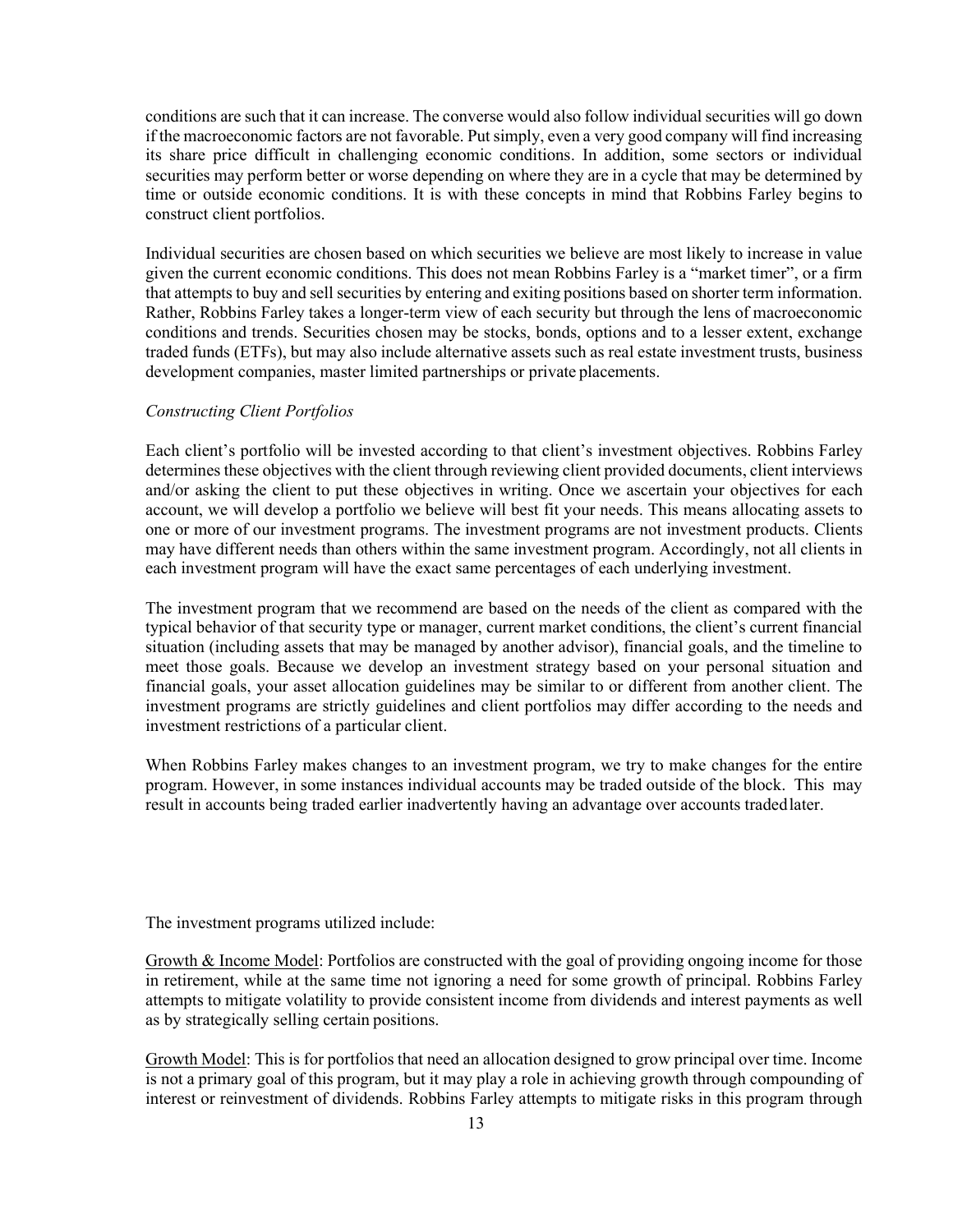conditions are such that it can increase. The converse would also follow individual securities will go down if the macroeconomic factors are not favorable. Put simply, even a very good company will find increasing its share price difficult in challenging economic conditions. In addition, some sectors or individual securities may perform better or worse depending on where they are in a cycle that may be determined by time or outside economic conditions. It is with these concepts in mind that Robbins Farley begins to construct client portfolios.

Individual securities are chosen based on which securities we believe are most likely to increase in value given the current economic conditions. This does not mean Robbins Farley is a "market timer", or a firm that attempts to buy and sell securities by entering and exiting positions based on shorter term information. Rather, Robbins Farley takes a longer-term view of each security but through the lens of macroeconomic conditions and trends. Securities chosen may be stocks, bonds, options and to a lesser extent, exchange traded funds (ETFs), but may also include alternative assets such as real estate investment trusts, business development companies, master limited partnerships or private placements.

*Constructing Client Portfolios*

Each client's portfolio will be invested according to that client's investment objectives. Robbins Farley determines these objectives with the client through reviewing client provided documents, client interviews and/or asking the client to put these objectives in writing. Once we ascertain your objectives for each account, we will develop a portfolio we believe will best fit your needs. This means allocating assets to one or more of our investment programs. The investment programs are not investment products. Clients may have different needs than others within the same investment program. Accordingly, not all clients in each investment program will have the exact same percentages of each underlying investment.

The investment program that we recommend are based on the needs of the client as compared with the typical behavior of that security type or manager, current market conditions, the client's current financial situation (including assets that may be managed by another advisor), financial goals, and the timeline to meet those goals. Because we develop an investment strategy based on your personal situation and financial goals, your asset allocation guidelines may be similar to or different from another client. The investment programs are strictly guidelines and client portfolios may differ according to the needs and investment restrictions of a particular client.

When Robbins Farley makes changes to an investment program, we try to make changes for the entire program. However, in some instances individual accounts may be traded outside of the block. This may result in accounts being traded earlier inadvertently having an advantage over accounts traded later.

The investment programs utilized include:

Growth & Income Model: Portfolios are constructed with the goal of providing ongoing income for those in retirement, while at the same time not ignoring a need for some growth of principal. Robbins Farley attempts to mitigate volatility to provide consistent income from dividends and interest payments as well as by strategically selling certain positions.

Growth Model: This is for portfolios that need an allocation designed to grow principal over time. Income is not a primary goal of this program, but it may play a role in achieving growth through compounding of interest or reinvestment of dividends. Robbins Farley attempts to mitigate risks in this program through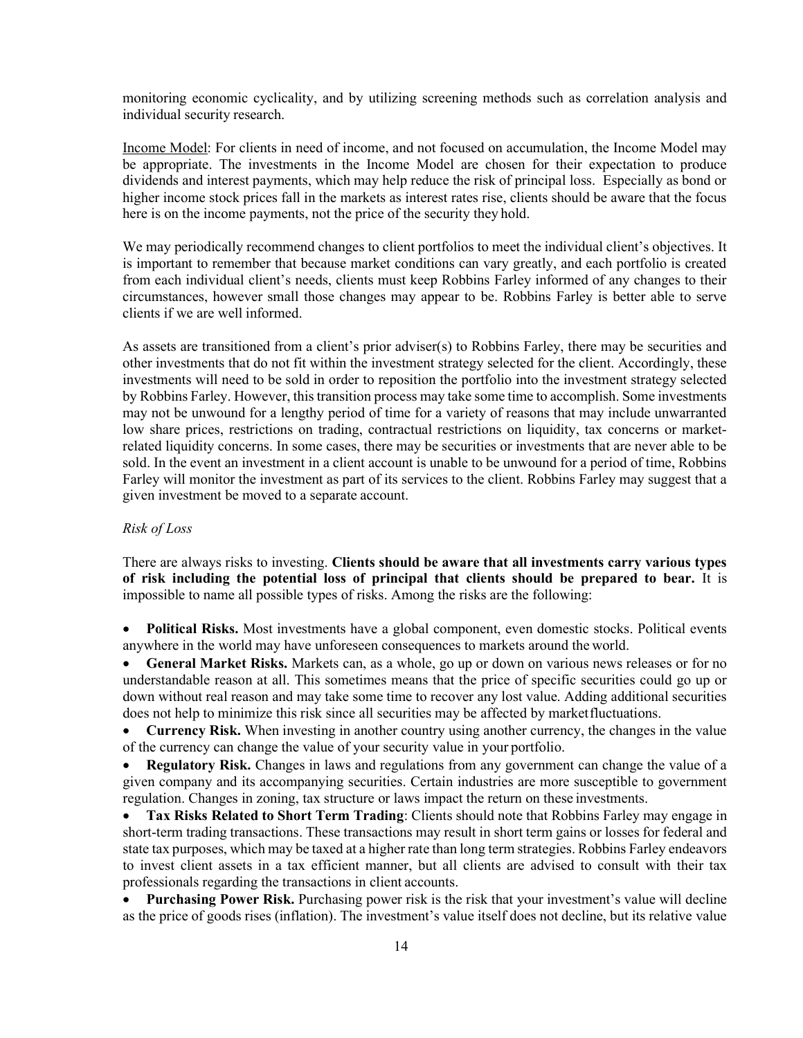monitoring economic cyclicality, and by utilizing screening methods such as correlation analysis and individual security research.

Income Model: For clients in need of income, and not focused on accumulation, the Income Model may be appropriate. The investments in the Income Model are chosen for their expectation to produce dividends and interest payments, which may help reduce the risk of principal loss. Especially as bond or higher income stock prices fall in the markets as interest rates rise, clients should be aware that the focus here is on the income payments, not the price of the security they hold.

We may periodically recommend changes to client portfolios to meet the individual client's objectives. It is important to remember that because market conditions can vary greatly, and each portfolio is created from each individual client's needs, clients must keep Robbins Farley informed of any changes to their circumstances, however small those changes may appear to be. Robbins Farley is better able to serve clients if we are well informed.

As assets are transitioned from a client's prior adviser(s) to Robbins Farley, there may be securities and other investments that do not fit within the investment strategy selected for the client. Accordingly, these investments will need to be sold in order to reposition the portfolio into the investment strategy selected by Robbins Farley. However, this transition process may take some time to accomplish. Some investments may not be unwound for a lengthy period of time for a variety of reasons that may include unwarranted low share prices, restrictions on trading, contractual restrictions on liquidity, tax concerns or market-related liquidity concerns. In some cases, there may be securities or investments that are never able to be sold. In the event an investment in a client account is unable to be unwound for a period of time, Robbins Farley will monitor the investment as part of its services to the client. Robbins Farley may suggest that a given investment be moved to a separate account.

*Risk of Loss*

There are always risks to investing. **Clients should be aware that all investments carry various types of risk including the potential loss of principal that clients should be prepared to bear.** It is impossible to name all possible types of risks. Among the risks are the following:

- **Political Risks.** Most investments have a global component, even domestic stocks. Political events anywhere in the world may have unforeseen consequences to markets around the world.
- **General Market Risks.** Markets can, as a whole, go up or down on various news releases or for no understandable reason at all. This sometimes means that the price of specific securities could go up or down without real reason and may take some time to recover any lost value. Adding additional securities does not help to minimize this risk since all securities may be affected by market fluctuations.
- **Currency Risk.** When investing in another country using another currency, the changes in the value of the currency can change the value of your security value in your portfolio.
- **Regulatory Risk.** Changes in laws and regulations from any government can change the value of a given company and its accompanying securities. Certain industries are more susceptible to government regulation. Changes in zoning, tax structure or laws impact the return on these investments.
- **Tax Risks Related to Short Term Trading**: Clients should note that Robbins Farley may engage in short-term trading transactions. These transactions may result in short term gains or losses for federal and state tax purposes, which may be taxed at a higher rate than long term strategies. Robbins Farley endeavors to invest client assets in a tax efficient manner, but all clients are advised to consult with their tax professionals regarding the transactions in client accounts.
- **Purchasing Power Risk.** Purchasing power risk is the risk that your investment's value will decline as the price of goods rises (inflation). The investment's value itself does not decline, but its relative value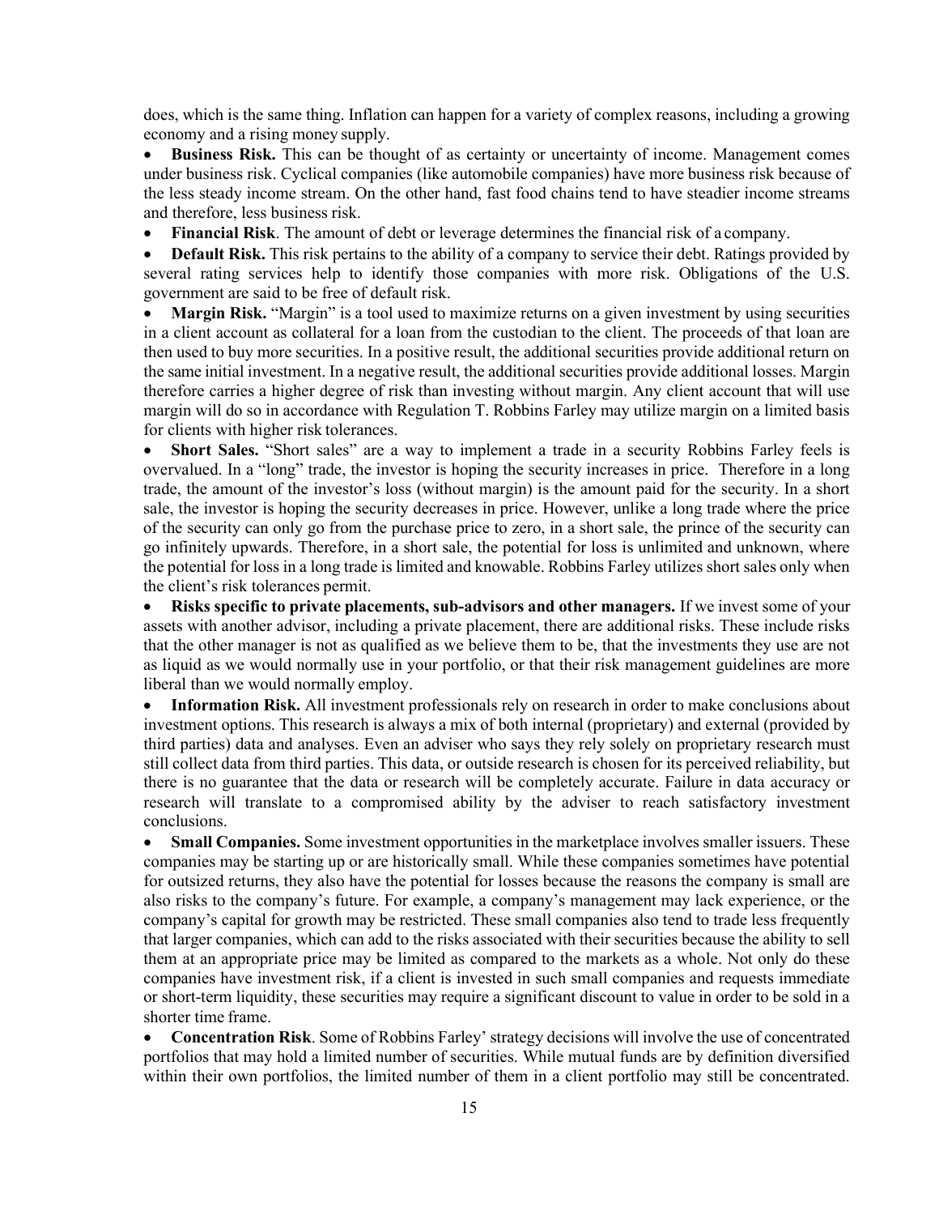does, which is the same thing. Inflation can happen for a variety of complex reasons, including a growing economy and a rising money supply.

- **Business Risk.** This can be thought of as certainty or uncertainty of income. Management comes under business risk. Cyclical companies (like automobile companies) have more business risk because of the less steady income stream. On the other hand, fast food chains tend to have steadier income streams and therefore, less business risk.
- **Financial Risk**. The amount of debt or leverage determines the financial risk of a company.
- **Default Risk.** This risk pertains to the ability of a company to service their debt. Ratings provided by several rating services help to identify those companies with more risk. Obligations of the U.S. government are said to be free of default risk.
- **Margin Risk.** "Margin" is a tool used to maximize returns on a given investment by using securities in a client account as collateral for a loan from the custodian to the client. The proceeds of that loan are then used to buy more securities. In a positive result, the additional securities provide additional return on the same initial investment. In a negative result, the additional securities provide additional losses. Margin therefore carries a higher degree of risk than investing without margin. Any client account that will use margin will do so in accordance with Regulation T. Robbins Farley may utilize margin on a limited basis for clients with higher risk tolerances.
- **Short Sales.** "Short sales" are a way to implement a trade in a security Robbins Farley feels is overvalued. In a "long" trade, the investor is hoping the security increases in price. Therefore in a long trade, the amount of the investor's loss (without margin) is the amount paid for the security. In a short sale, the investor is hoping the security decreases in price. However, unlike a long trade where the price of the security can only go from the purchase price to zero, in a short sale, the prince of the security can go infinitely upwards. Therefore, in a short sale, the potential for loss is unlimited and unknown, where the potential for loss in a long trade is limited and knowable. Robbins Farley utilizes short sales only when the client's risk tolerances permit.
- **Risks specific to private placements, sub-advisors and other managers.** If we invest some of your assets with another advisor, including a private placement, there are additional risks. These include risks that the other manager is not as qualified as we believe them to be, that the investments they use are not as liquid as we would normally use in your portfolio, or that their risk management guidelines are more liberal than we would normally employ.
- **Information Risk.** All investment professionals rely on research in order to make conclusions about investment options. This research is always a mix of both internal (proprietary) and external (provided by third parties) data and analyses. Even an adviser who says they rely solely on proprietary research must still collect data from third parties. This data, or outside research is chosen for its perceived reliability, but there is no guarantee that the data or research will be completely accurate. Failure in data accuracy or research will translate to a compromised ability by the adviser to reach satisfactory investment conclusions.
- **Small Companies.** Some investment opportunities in the marketplace involves smaller issuers. These companies may be starting up or are historically small. While these companies sometimes have potential for outsized returns, they also have the potential for losses because the reasons the company is small are also risks to the company's future. For example, a company's management may lack experience, or the company's capital for growth may be restricted. These small companies also tend to trade less frequently that larger companies, which can add to the risks associated with their securities because the ability to sell them at an appropriate price may be limited as compared to the markets as a whole. Not only do these companies have investment risk, if a client is invested in such small companies and requests immediate or short-term liquidity, these securities may require a significant discount to value in order to be sold in a shorter time frame.
- **Concentration Risk**. Some of Robbins Farley' strategy decisions will involve the use of concentrated portfolios that may hold a limited number of securities. While mutual funds are by definition diversified within their own portfolios, the limited number of them in a client portfolio may still be concentrated.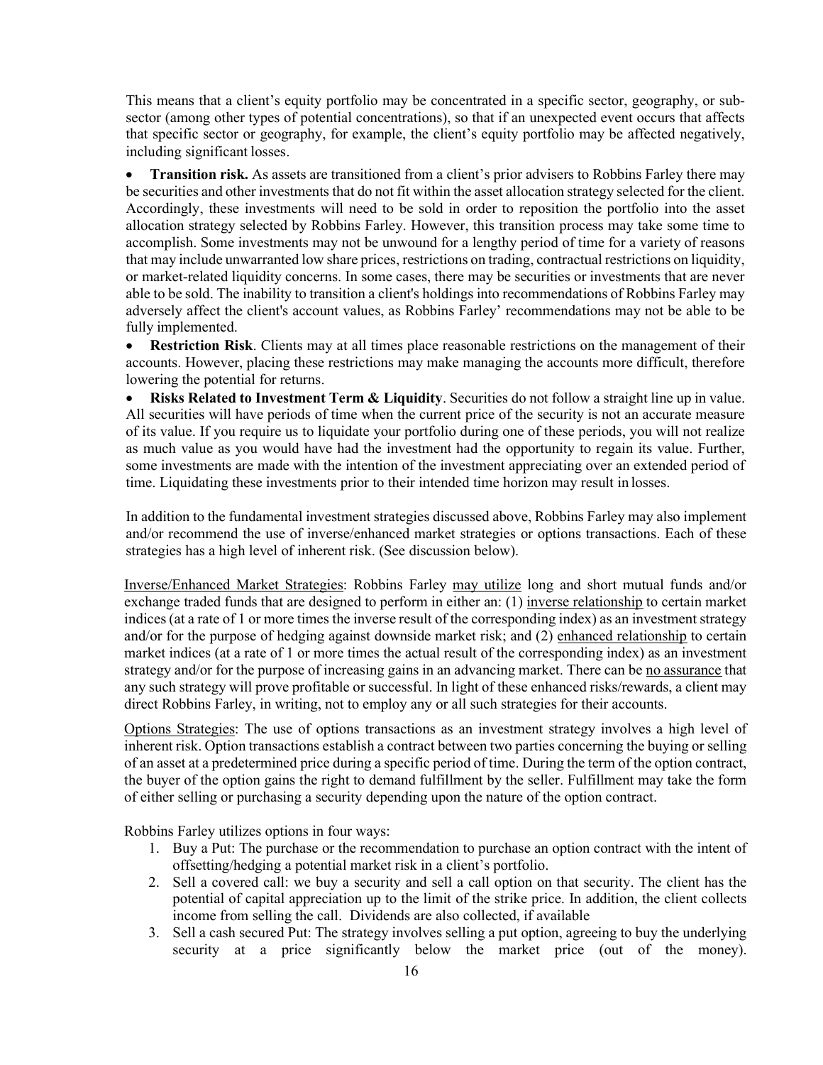This means that a client's equity portfolio may be concentrated in a specific sector, geography, or sub-sector (among other types of potential concentrations), so that if an unexpected event occurs that affects that specific sector or geography, for example, the client's equity portfolio may be affected negatively, including significant losses.

- **Transition risk.** As assets are transitioned from a client's prior advisers to Robbins Farley there may be securities and other investments that do not fit within the asset allocation strategy selected for the client. Accordingly, these investments will need to be sold in order to reposition the portfolio into the asset allocation strategy selected by Robbins Farley. However, this transition process may take some time to accomplish. Some investments may not be unwound for a lengthy period of time for a variety of reasons that may include unwarranted low share prices, restrictions on trading, contractual restrictions on liquidity, or market-related liquidity concerns. In some cases, there may be securities or investments that are never able to be sold. The inability to transition a client's holdings into recommendations of Robbins Farley may adversely affect the client's account values, as Robbins Farley' recommendations may not be able to be fully implemented.
- **Restriction Risk**. Clients may at all times place reasonable restrictions on the management of their accounts. However, placing these restrictions may make managing the accounts more difficult, therefore lowering the potential for returns.
- **Risks Related to Investment Term & Liquidity**. Securities do not follow a straight line up in value. All securities will have periods of time when the current price of the security is not an accurate measure of its value. If you require us to liquidate your portfolio during one of these periods, you will not realize as much value as you would have had the investment had the opportunity to regain its value. Further, some investments are made with the intention of the investment appreciating over an extended period of time. Liquidating these investments prior to their intended time horizon may result in losses.

In addition to the fundamental investment strategies discussed above, Robbins Farley may also implement and/or recommend the use of inverse/enhanced market strategies or options transactions. Each of these strategies has a high level of inherent risk. (See discussion below).

<u>Inverse/Enhanced Market Strategies</u>: Robbins Farley <u>may utilize</u> long and short mutual funds and/or exchange traded funds that are designed to perform in either an: (1) <u>inverse relationship</u> to certain market indices (at a rate of 1 or more times the inverse result of the corresponding index) as an investment strategy and/or for the purpose of hedging against downside market risk; and (2) <u>enhanced relationship</u> to certain market indices (at a rate of 1 or more times the actual result of the corresponding index) as an investment strategy and/or for the purpose of increasing gains in an advancing market. There can be <u>no assurance</u> that any such strategy will prove profitable or successful. In light of these enhanced risks/rewards, a client may direct Robbins Farley, in writing, not to employ any or all such strategies for their accounts.

<u>Options Strategies</u>: The use of options transactions as an investment strategy involves a high level of inherent risk. Option transactions establish a contract between two parties concerning the buying or selling of an asset at a predetermined price during a specific period of time. During the term of the option contract, the buyer of the option gains the right to demand fulfillment by the seller. Fulfillment may take the form of either selling or purchasing a security depending upon the nature of the option contract.

Robbins Farley utilizes options in four ways:

1. Buy a Put: The purchase or the recommendation to purchase an option contract with the intent of offsetting/hedging a potential market risk in a client's portfolio.
2. Sell a covered call: we buy a security and sell a call option on that security. The client has the potential of capital appreciation up to the limit of the strike price. In addition, the client collects income from selling the call. Dividends are also collected, if available
3. Sell a cash secured Put: The strategy involves selling a put option, agreeing to buy the underlying security at a price significantly below the market price (out of the money).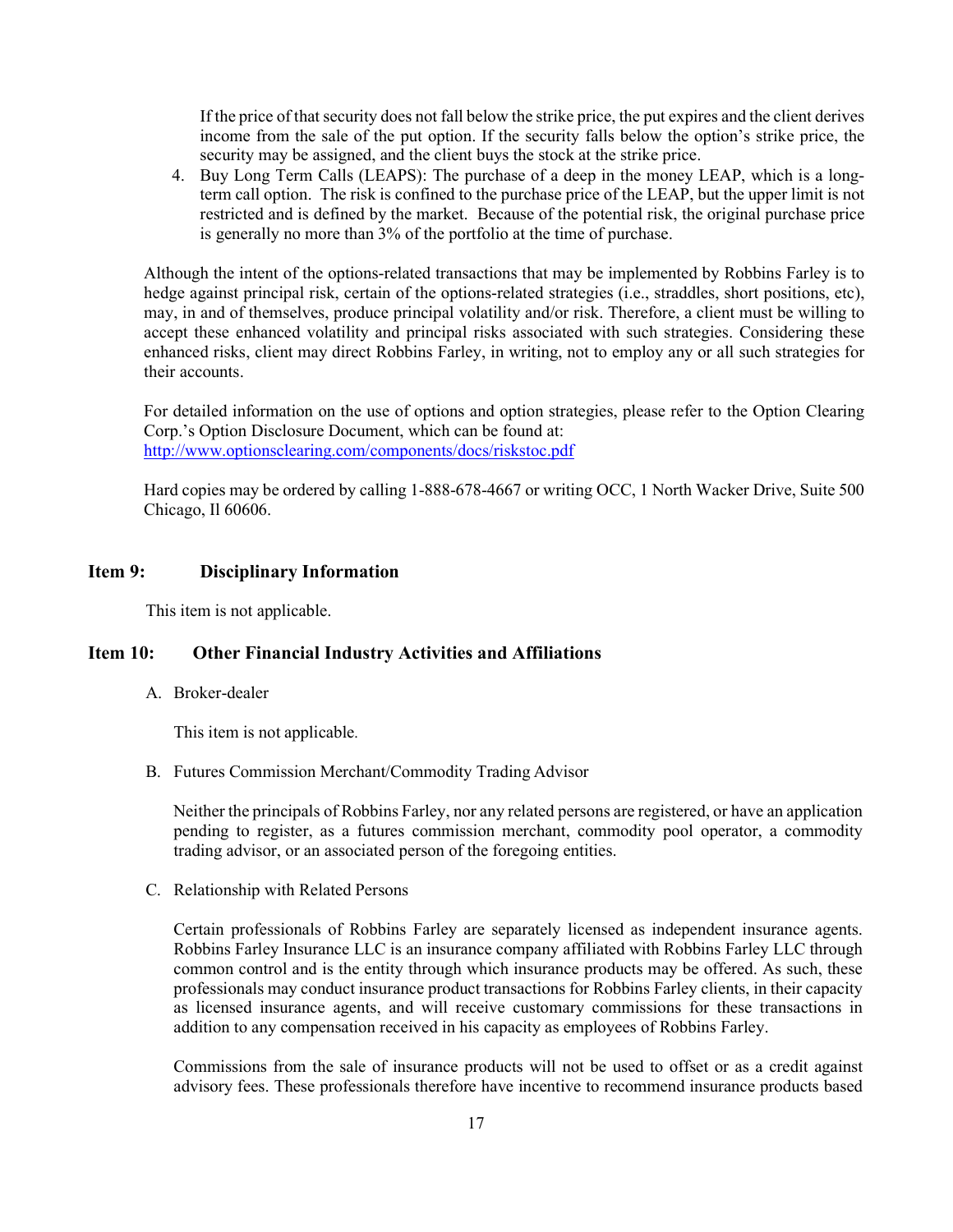If the price of that security does not fall below the strike price, the put expires and the client derives income from the sale of the put option. If the security falls below the option's strike price, the security may be assigned, and the client buys the stock at the strike price.

4. Buy Long Term Calls (LEAPS): The purchase of a deep in the money LEAP, which is a long-term call option. The risk is confined to the purchase price of the LEAP, but the upper limit is not restricted and is defined by the market. Because of the potential risk, the original purchase price is generally no more than 3% of the portfolio at the time of purchase.

Although the intent of the options-related transactions that may be implemented by Robbins Farley is to hedge against principal risk, certain of the options-related strategies (i.e., straddles, short positions, etc), may, in and of themselves, produce principal volatility and/or risk. Therefore, a client must be willing to accept these enhanced volatility and principal risks associated with such strategies. Considering these enhanced risks, client may direct Robbins Farley, in writing, not to employ any or all such strategies for their accounts.

For detailed information on the use of options and option strategies, please refer to the Option Clearing Corp.'s Option Disclosure Document, which can be found at: [http://www.optionsclearing.com/components/docs/riskstoc.pdf](http://www.optionsclearing.com/components/docs/riskstoc.pdf)

Hard copies may be ordered by calling 1-888-678-4667 or writing OCC, 1 North Wacker Drive, Suite 500 Chicago, Il 60606.

## Item 9: Disciplinary Information

This item is not applicable.

## Item 10: Other Financial Industry Activities and Affiliations

A. Broker-dealer

This item is not applicable.

B. Futures Commission Merchant/Commodity Trading Advisor

Neither the principals of Robbins Farley, nor any related persons are registered, or have an application pending to register, as a futures commission merchant, commodity pool operator, a commodity trading advisor, or an associated person of the foregoing entities.

C. Relationship with Related Persons

Certain professionals of Robbins Farley are separately licensed as independent insurance agents. Robbins Farley Insurance LLC is an insurance company affiliated with Robbins Farley LLC through common control and is the entity through which insurance products may be offered. As such, these professionals may conduct insurance product transactions for Robbins Farley clients, in their capacity as licensed insurance agents, and will receive customary commissions for these transactions in addition to any compensation received in his capacity as employees of Robbins Farley.

Commissions from the sale of insurance products will not be used to offset or as a credit against advisory fees. These professionals therefore have incentive to recommend insurance products based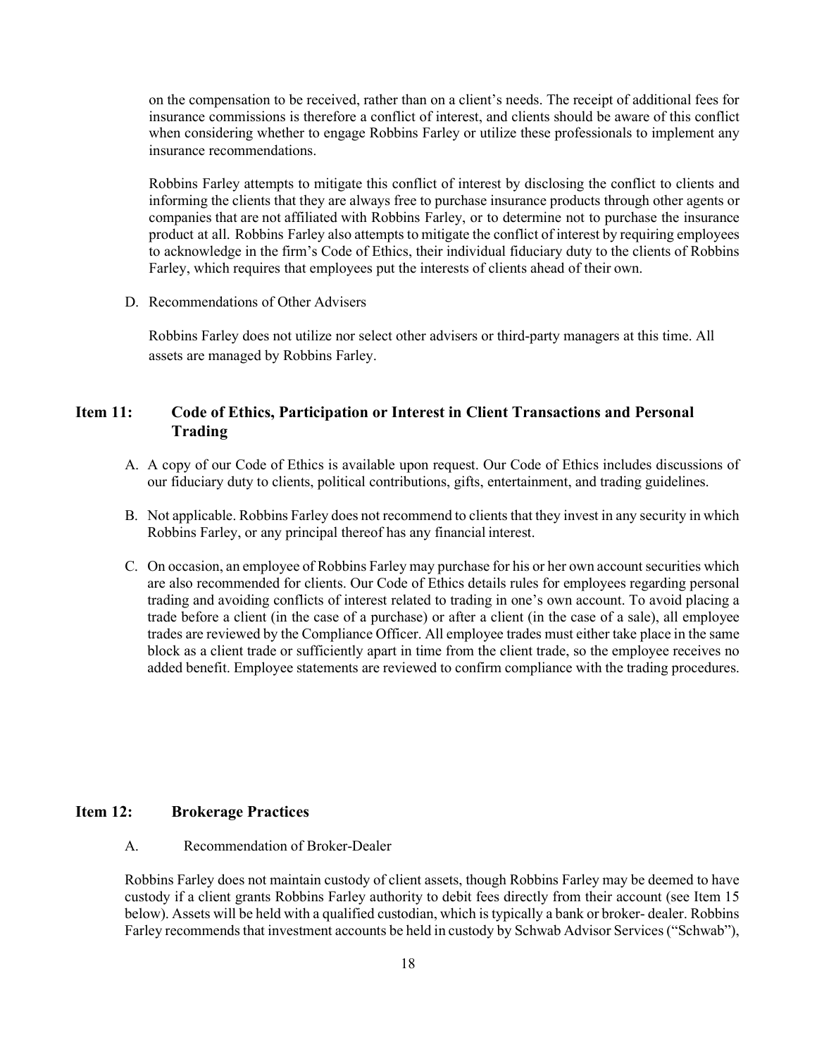on the compensation to be received, rather than on a client's needs. The receipt of additional fees for insurance commissions is therefore a conflict of interest, and clients should be aware of this conflict when considering whether to engage Robbins Farley or utilize these professionals to implement any insurance recommendations.

Robbins Farley attempts to mitigate this conflict of interest by disclosing the conflict to clients and informing the clients that they are always free to purchase insurance products through other agents or companies that are not affiliated with Robbins Farley, or to determine not to purchase the insurance product at all. Robbins Farley also attempts to mitigate the conflict of interest by requiring employees to acknowledge in the firm's Code of Ethics, their individual fiduciary duty to the clients of Robbins Farley, which requires that employees put the interests of clients ahead of their own.

D. Recommendations of Other Advisers

Robbins Farley does not utilize nor select other advisers or third-party managers at this time. All assets are managed by Robbins Farley.

## Item 11: Code of Ethics, Participation or Interest in Client Transactions and Personal Trading

A. A copy of our Code of Ethics is available upon request. Our Code of Ethics includes discussions of our fiduciary duty to clients, political contributions, gifts, entertainment, and trading guidelines.

B. Not applicable. Robbins Farley does not recommend to clients that they invest in any security in which Robbins Farley, or any principal thereof has any financial interest.

C. On occasion, an employee of Robbins Farley may purchase for his or her own account securities which are also recommended for clients. Our Code of Ethics details rules for employees regarding personal trading and avoiding conflicts of interest related to trading in one's own account. To avoid placing a trade before a client (in the case of a purchase) or after a client (in the case of a sale), all employee trades are reviewed by the Compliance Officer. All employee trades must either take place in the same block as a client trade or sufficiently apart in time from the client trade, so the employee receives no added benefit. Employee statements are reviewed to confirm compliance with the trading procedures.

## Item 12: Brokerage Practices

A. Recommendation of Broker-Dealer

Robbins Farley does not maintain custody of client assets, though Robbins Farley may be deemed to have custody if a client grants Robbins Farley authority to debit fees directly from their account (see Item 15 below). Assets will be held with a qualified custodian, which is typically a bank or broker- dealer. Robbins Farley recommends that investment accounts be held in custody by Schwab Advisor Services ("Schwab"),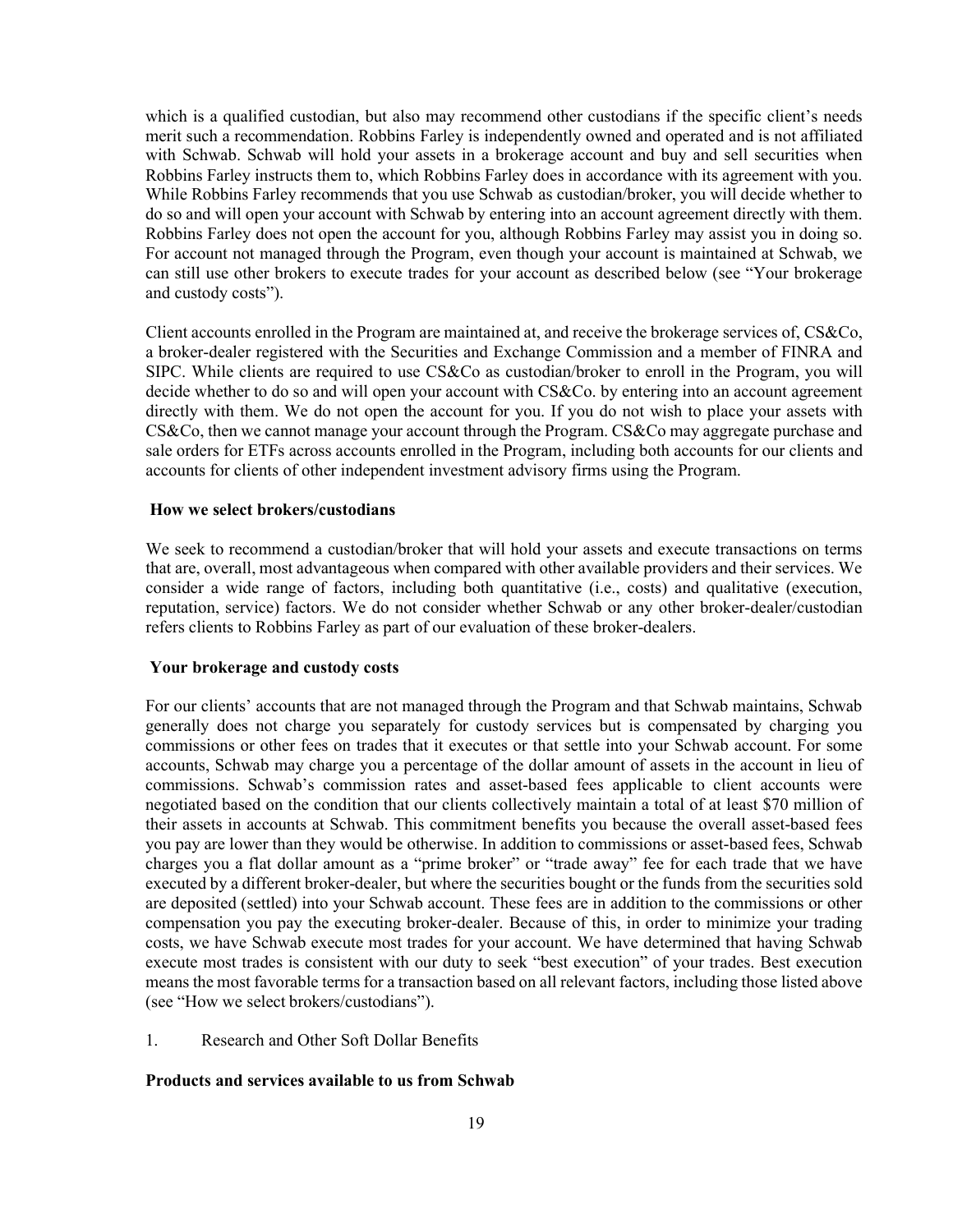which is a qualified custodian, but also may recommend other custodians if the specific client's needs merit such a recommendation. Robbins Farley is independently owned and operated and is not affiliated with Schwab. Schwab will hold your assets in a brokerage account and buy and sell securities when Robbins Farley instructs them to, which Robbins Farley does in accordance with its agreement with you. While Robbins Farley recommends that you use Schwab as custodian/broker, you will decide whether to do so and will open your account with Schwab by entering into an account agreement directly with them. Robbins Farley does not open the account for you, although Robbins Farley may assist you in doing so. For account not managed through the Program, even though your account is maintained at Schwab, we can still use other brokers to execute trades for your account as described below (see "Your brokerage and custody costs").

Client accounts enrolled in the Program are maintained at, and receive the brokerage services of, CS&Co, a broker-dealer registered with the Securities and Exchange Commission and a member of FINRA and SIPC. While clients are required to use CS&Co as custodian/broker to enroll in the Program, you will decide whether to do so and will open your account with CS&Co. by entering into an account agreement directly with them. We do not open the account for you. If you do not wish to place your assets with CS&Co, then we cannot manage your account through the Program. CS&Co may aggregate purchase and sale orders for ETFs across accounts enrolled in the Program, including both accounts for our clients and accounts for clients of other independent investment advisory firms using the Program.

**How we select brokers/custodians**

We seek to recommend a custodian/broker that will hold your assets and execute transactions on terms that are, overall, most advantageous when compared with other available providers and their services. We consider a wide range of factors, including both quantitative (i.e., costs) and qualitative (execution, reputation, service) factors. We do not consider whether Schwab or any other broker-dealer/custodian refers clients to Robbins Farley as part of our evaluation of these broker-dealers.

**Your brokerage and custody costs**

For our clients' accounts that are not managed through the Program and that Schwab maintains, Schwab generally does not charge you separately for custody services but is compensated by charging you commissions or other fees on trades that it executes or that settle into your Schwab account. For some accounts, Schwab may charge you a percentage of the dollar amount of assets in the account in lieu of commissions. Schwab's commission rates and asset-based fees applicable to client accounts were negotiated based on the condition that our clients collectively maintain a total of at least $70 million of their assets in accounts at Schwab. This commitment benefits you because the overall asset-based fees you pay are lower than they would be otherwise. In addition to commissions or asset-based fees, Schwab charges you a flat dollar amount as a "prime broker" or "trade away" fee for each trade that we have executed by a different broker-dealer, but where the securities bought or the funds from the securities sold are deposited (settled) into your Schwab account. These fees are in addition to the commissions or other compensation you pay the executing broker-dealer. Because of this, in order to minimize your trading costs, we have Schwab execute most trades for your account. We have determined that having Schwab execute most trades is consistent with our duty to seek "best execution" of your trades. Best execution means the most favorable terms for a transaction based on all relevant factors, including those listed above (see "How we select brokers/custodians").

1. Research and Other Soft Dollar Benefits

**Products and services available to us from Schwab**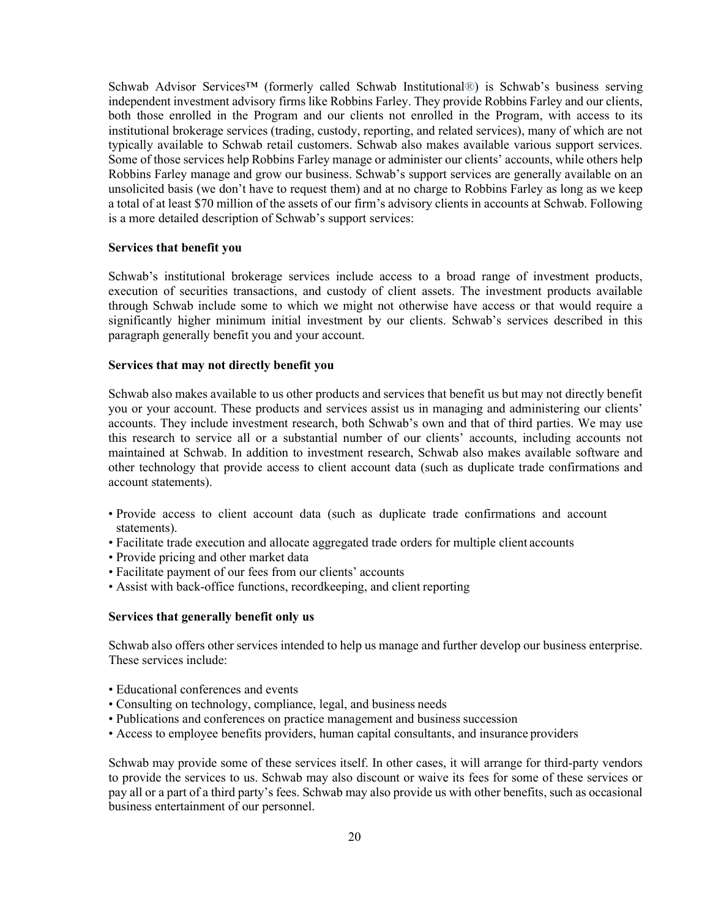Schwab Advisor Services™ (formerly called Schwab Institutional®) is Schwab's business serving independent investment advisory firms like Robbins Farley. They provide Robbins Farley and our clients, both those enrolled in the Program and our clients not enrolled in the Program, with access to its institutional brokerage services (trading, custody, reporting, and related services), many of which are not typically available to Schwab retail customers. Schwab also makes available various support services. Some of those services help Robbins Farley manage or administer our clients' accounts, while others help Robbins Farley manage and grow our business. Schwab's support services are generally available on an unsolicited basis (we don't have to request them) and at no charge to Robbins Farley as long as we keep a total of at least $70 million of the assets of our firm's advisory clients in accounts at Schwab. Following is a more detailed description of Schwab's support services:

**Services that benefit you**

Schwab's institutional brokerage services include access to a broad range of investment products, execution of securities transactions, and custody of client assets. The investment products available through Schwab include some to which we might not otherwise have access or that would require a significantly higher minimum initial investment by our clients. Schwab's services described in this paragraph generally benefit you and your account.

**Services that may not directly benefit you**

Schwab also makes available to us other products and services that benefit us but may not directly benefit you or your account. These products and services assist us in managing and administering our clients' accounts. They include investment research, both Schwab's own and that of third parties. We may use this research to service all or a substantial number of our clients' accounts, including accounts not maintained at Schwab. In addition to investment research, Schwab also makes available software and other technology that provide access to client account data (such as duplicate trade confirmations and account statements).

- Provide access to client account data (such as duplicate trade confirmations and account statements).
- Facilitate trade execution and allocate aggregated trade orders for multiple client accounts
- Provide pricing and other market data
- Facilitate payment of our fees from our clients' accounts
- Assist with back-office functions, recordkeeping, and client reporting

**Services that generally benefit only us**

Schwab also offers other services intended to help us manage and further develop our business enterprise. These services include:

- Educational conferences and events
- Consulting on technology, compliance, legal, and business needs
- Publications and conferences on practice management and business succession
- Access to employee benefits providers, human capital consultants, and insurance providers

Schwab may provide some of these services itself. In other cases, it will arrange for third-party vendors to provide the services to us. Schwab may also discount or waive its fees for some of these services or pay all or a part of a third party's fees. Schwab may also provide us with other benefits, such as occasional business entertainment of our personnel.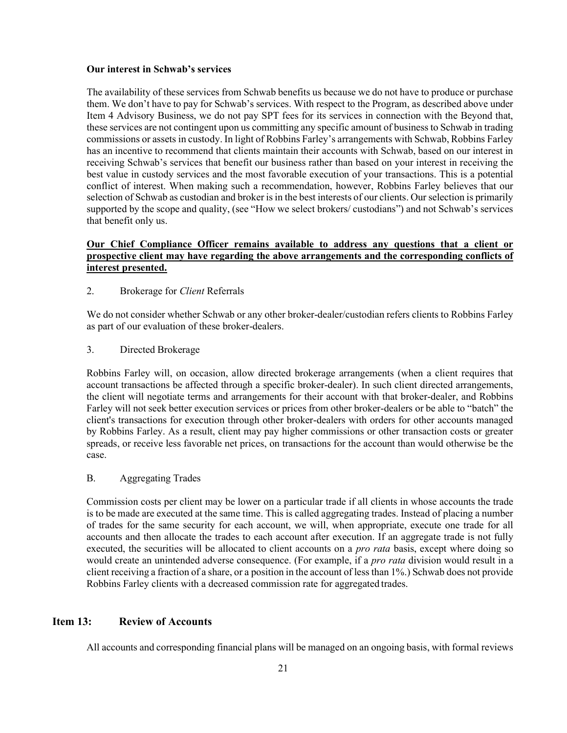**Our interest in Schwab's services**

The availability of these services from Schwab benefits us because we do not have to produce or purchase them. We don't have to pay for Schwab's services. With respect to the Program, as described above under Item 4 Advisory Business, we do not pay SPT fees for its services in connection with the Beyond that, these services are not contingent upon us committing any specific amount of business to Schwab in trading commissions or assets in custody. In light of Robbins Farley's arrangements with Schwab, Robbins Farley has an incentive to recommend that clients maintain their accounts with Schwab, based on our interest in receiving Schwab's services that benefit our business rather than based on your interest in receiving the best value in custody services and the most favorable execution of your transactions. This is a potential conflict of interest. When making such a recommendation, however, Robbins Farley believes that our selection of Schwab as custodian and broker is in the best interests of our clients. Our selection is primarily supported by the scope and quality, (see "How we select brokers/ custodians") and not Schwab's services that benefit only us.

<u>**Our Chief Compliance Officer remains available to address any questions that a client or prospective client may have regarding the above arrangements and the corresponding conflicts of interest presented.**</u>

2. Brokerage for *Client* Referrals

We do not consider whether Schwab or any other broker-dealer/custodian refers clients to Robbins Farley as part of our evaluation of these broker-dealers.

3. Directed Brokerage

Robbins Farley will, on occasion, allow directed brokerage arrangements (when a client requires that account transactions be affected through a specific broker-dealer). In such client directed arrangements, the client will negotiate terms and arrangements for their account with that broker-dealer, and Robbins Farley will not seek better execution services or prices from other broker-dealers or be able to "batch" the client's transactions for execution through other broker-dealers with orders for other accounts managed by Robbins Farley. As a result, client may pay higher commissions or other transaction costs or greater spreads, or receive less favorable net prices, on transactions for the account than would otherwise be the case.

B. Aggregating Trades

Commission costs per client may be lower on a particular trade if all clients in whose accounts the trade is to be made are executed at the same time. This is called aggregating trades. Instead of placing a number of trades for the same security for each account, we will, when appropriate, execute one trade for all accounts and then allocate the trades to each account after execution. If an aggregate trade is not fully executed, the securities will be allocated to client accounts on a *pro rata* basis, except where doing so would create an unintended adverse consequence. (For example, if a *pro rata* division would result in a client receiving a fraction of a share, or a position in the account of less than 1%.) Schwab does not provide Robbins Farley clients with a decreased commission rate for aggregated trades.

## Item 13: Review of Accounts

All accounts and corresponding financial plans will be managed on an ongoing basis, with formal reviews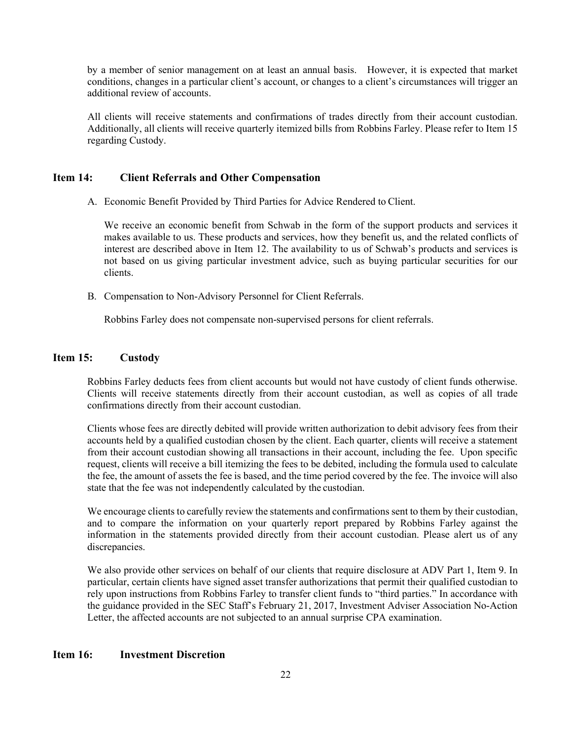by a member of senior management on at least an annual basis. However, it is expected that market conditions, changes in a particular client's account, or changes to a client's circumstances will trigger an additional review of accounts.

All clients will receive statements and confirmations of trades directly from their account custodian. Additionally, all clients will receive quarterly itemized bills from Robbins Farley. Please refer to Item 15 regarding Custody.

## Item 14: Client Referrals and Other Compensation

A. Economic Benefit Provided by Third Parties for Advice Rendered to Client.

   We receive an economic benefit from Schwab in the form of the support products and services it makes available to us. These products and services, how they benefit us, and the related conflicts of interest are described above in Item 12. The availability to us of Schwab's products and services is not based on us giving particular investment advice, such as buying particular securities for our clients.

B. Compensation to Non-Advisory Personnel for Client Referrals.

   Robbins Farley does not compensate non-supervised persons for client referrals.

## Item 15: Custody

Robbins Farley deducts fees from client accounts but would not have custody of client funds otherwise. Clients will receive statements directly from their account custodian, as well as copies of all trade confirmations directly from their account custodian.

Clients whose fees are directly debited will provide written authorization to debit advisory fees from their accounts held by a qualified custodian chosen by the client. Each quarter, clients will receive a statement from their account custodian showing all transactions in their account, including the fee. Upon specific request, clients will receive a bill itemizing the fees to be debited, including the formula used to calculate the fee, the amount of assets the fee is based, and the time period covered by the fee. The invoice will also state that the fee was not independently calculated by the custodian.

We encourage clients to carefully review the statements and confirmations sent to them by their custodian, and to compare the information on your quarterly report prepared by Robbins Farley against the information in the statements provided directly from their account custodian. Please alert us of any discrepancies.

We also provide other services on behalf of our clients that require disclosure at ADV Part 1, Item 9. In particular, certain clients have signed asset transfer authorizations that permit their qualified custodian to rely upon instructions from Robbins Farley to transfer client funds to "third parties." In accordance with the guidance provided in the SEC Staff's February 21, 2017, Investment Adviser Association No-Action Letter, the affected accounts are not subjected to an annual surprise CPA examination.

## Item 16: Investment Discretion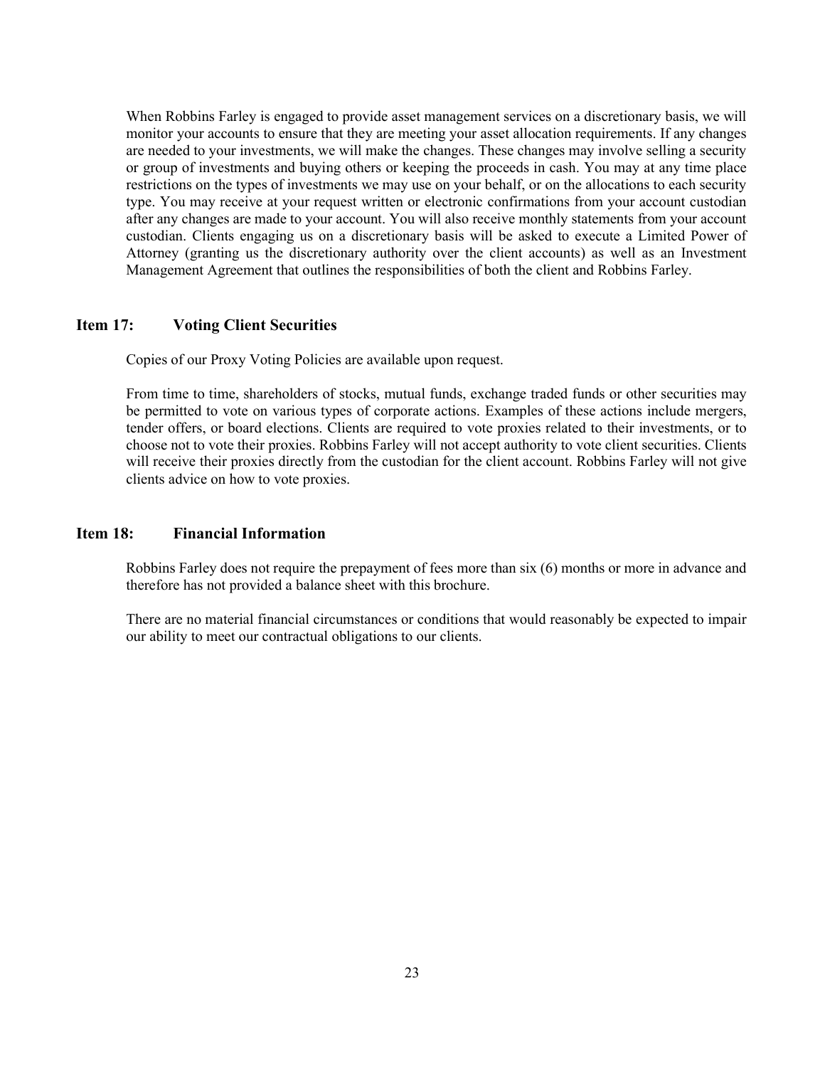When Robbins Farley is engaged to provide asset management services on a discretionary basis, we will monitor your accounts to ensure that they are meeting your asset allocation requirements. If any changes are needed to your investments, we will make the changes. These changes may involve selling a security or group of investments and buying others or keeping the proceeds in cash. You may at any time place restrictions on the types of investments we may use on your behalf, or on the allocations to each security type. You may receive at your request written or electronic confirmations from your account custodian after any changes are made to your account. You will also receive monthly statements from your account custodian. Clients engaging us on a discretionary basis will be asked to execute a Limited Power of Attorney (granting us the discretionary authority over the client accounts) as well as an Investment Management Agreement that outlines the responsibilities of both the client and Robbins Farley.

## Item 17: Voting Client Securities

Copies of our Proxy Voting Policies are available upon request.

From time to time, shareholders of stocks, mutual funds, exchange traded funds or other securities may be permitted to vote on various types of corporate actions. Examples of these actions include mergers, tender offers, or board elections. Clients are required to vote proxies related to their investments, or to choose not to vote their proxies. Robbins Farley will not accept authority to vote client securities. Clients will receive their proxies directly from the custodian for the client account. Robbins Farley will not give clients advice on how to vote proxies.

## Item 18: Financial Information

Robbins Farley does not require the prepayment of fees more than six (6) months or more in advance and therefore has not provided a balance sheet with this brochure.

There are no material financial circumstances or conditions that would reasonably be expected to impair our ability to meet our contractual obligations to our clients.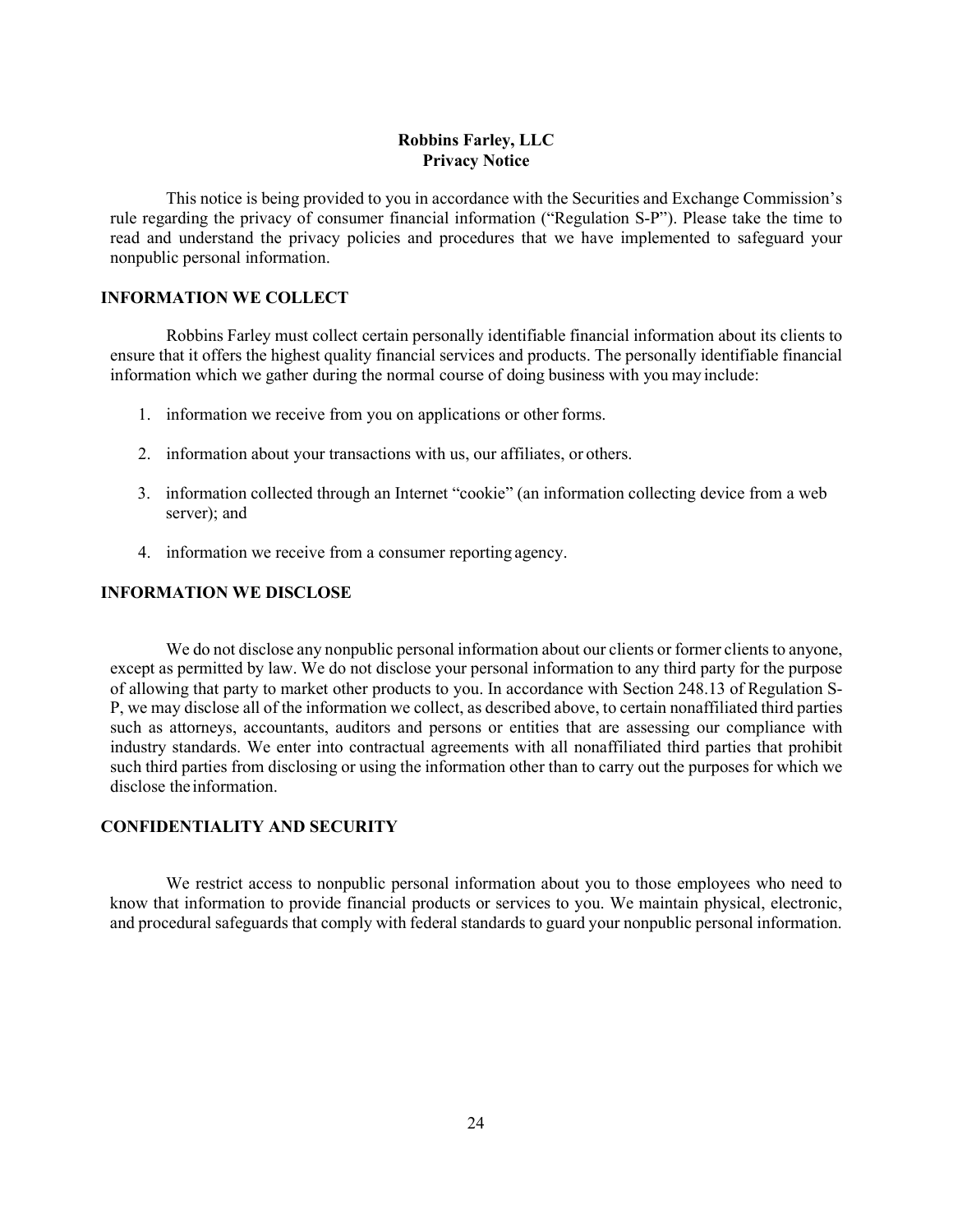# Robbins Farley, LLC
## Privacy Notice

This notice is being provided to you in accordance with the Securities and Exchange Commission's rule regarding the privacy of consumer financial information ("Regulation S-P"). Please take the time to read and understand the privacy policies and procedures that we have implemented to safeguard your nonpublic personal information.

### INFORMATION WE COLLECT

Robbins Farley must collect certain personally identifiable financial information about its clients to ensure that it offers the highest quality financial services and products. The personally identifiable financial information which we gather during the normal course of doing business with you may include:

1. information we receive from you on applications or other forms.
2. information about your transactions with us, our affiliates, or others.
3. information collected through an Internet "cookie" (an information collecting device from a web server); and
4. information we receive from a consumer reporting agency.

### INFORMATION WE DISCLOSE

We do not disclose any nonpublic personal information about our clients or former clients to anyone, except as permitted by law. We do not disclose your personal information to any third party for the purpose of allowing that party to market other products to you. In accordance with Section 248.13 of Regulation S-P, we may disclose all of the information we collect, as described above, to certain nonaffiliated third parties such as attorneys, accountants, auditors and persons or entities that are assessing our compliance with industry standards. We enter into contractual agreements with all nonaffiliated third parties that prohibit such third parties from disclosing or using the information other than to carry out the purposes for which we disclose the information.

### CONFIDENTIALITY AND SECURITY

We restrict access to nonpublic personal information about you to those employees who need to know that information to provide financial products or services to you. We maintain physical, electronic, and procedural safeguards that comply with federal standards to guard your nonpublic personal information.